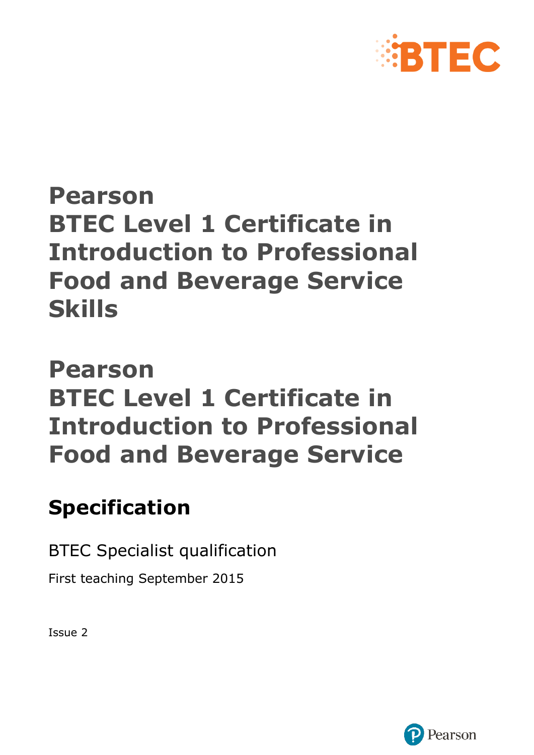# Pearson BTEC Level 1 Certificate in Introduction to Professional Food and Beverage Service Skills

# Pearson BTEC Level 1 Certificate in Introduction to Professional Food and Beverage Service

## Specification

BTEC Specialist qualification

First teaching September 2015

Issue 2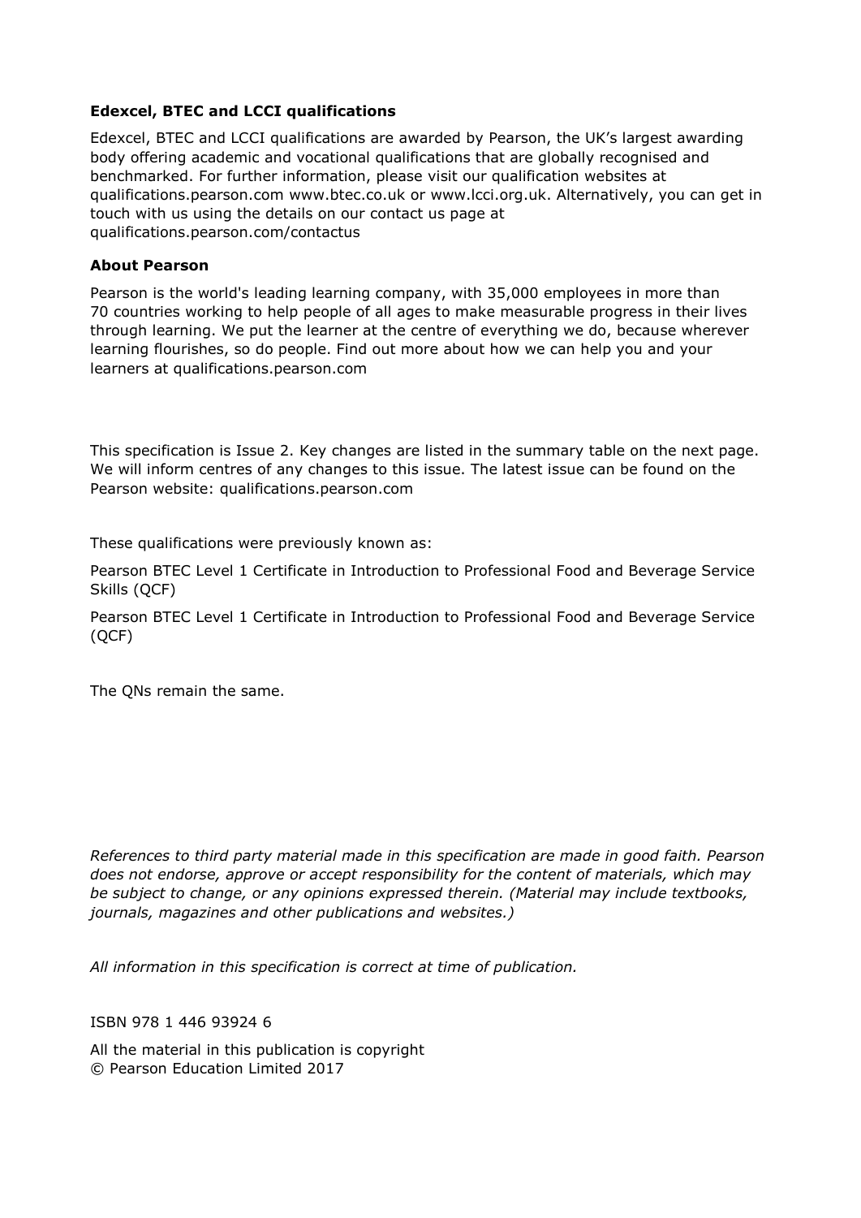**Edexcel, BTEC and LCCI qualifications**

Edexcel, BTEC and LCCI qualifications are awarded by Pearson, the UK's largest awarding body offering academic and vocational qualifications that are globally recognised and benchmarked. For further information, please visit our qualification websites at qualifications.pearson.com www.btec.co.uk or www.lcci.org.uk. Alternatively, you can get in touch with us using the details on our contact us page at qualifications.pearson.com/contactus

**About Pearson**

Pearson is the world's leading learning company, with 35,000 employees in more than 70 countries working to help people of all ages to make measurable progress in their lives through learning. We put the learner at the centre of everything we do, because wherever learning flourishes, so do people. Find out more about how we can help you and your learners at qualifications.pearson.com

This specification is Issue 2. Key changes are listed in the summary table on the next page. We will inform centres of any changes to this issue. The latest issue can be found on the Pearson website: qualifications.pearson.com

These qualifications were previously known as:

Pearson BTEC Level 1 Certificate in Introduction to Professional Food and Beverage Service Skills (QCF)

Pearson BTEC Level 1 Certificate in Introduction to Professional Food and Beverage Service (QCF)

The QNs remain the same.

*References to third party material made in this specification are made in good faith. Pearson does not endorse, approve or accept responsibility for the content of materials, which may be subject to change, or any opinions expressed therein. (Material may include textbooks, journals, magazines and other publications and websites.)*

*All information in this specification is correct at time of publication.*

ISBN 978 1 446 93924 6

All the material in this publication is copyright
© Pearson Education Limited 2017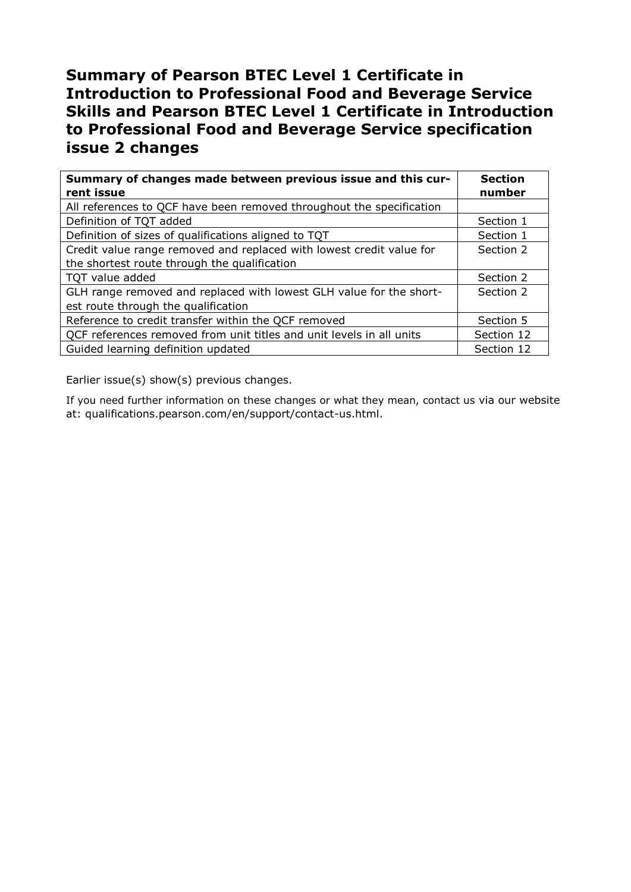# Summary of Pearson BTEC Level 1 Certificate in Introduction to Professional Food and Beverage Service Skills and Pearson BTEC Level 1 Certificate in Introduction to Professional Food and Beverage Service specification issue 2 changes

| **Summary of changes made between previous issue and this current issue** | **Section number** |
|---|---|
| All references to QCF have been removed throughout the specification | |
| Definition of TQT added | Section 1 |
| Definition of sizes of qualifications aligned to TQT | Section 1 |
| Credit value range removed and replaced with lowest credit value for the shortest route through the qualification | Section 2 |
| TQT value added | Section 2 |
| GLH range removed and replaced with lowest GLH value for the shortest route through the qualification | Section 2 |
| Reference to credit transfer within the QCF removed | Section 5 |
| QCF references removed from unit titles and unit levels in all units | Section 12 |
| Guided learning definition updated | Section 12 |

Earlier issue(s) show(s) previous changes.

If you need further information on these changes or what they mean, contact us via our website at: qualifications.pearson.com/en/support/contact-us.html.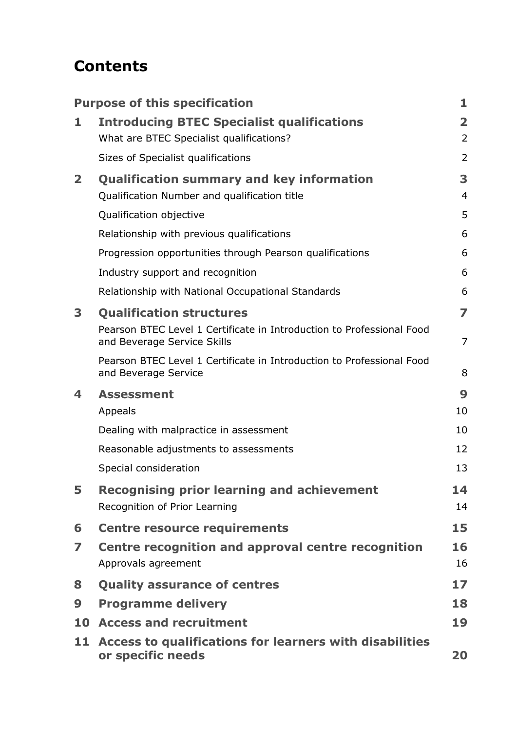# Contents

| | | |
|---|---|---|
| **Purpose of this specification** | | **1** |
| **1** | **Introducing BTEC Specialist qualifications** | **2** |
| | What are BTEC Specialist qualifications? | 2 |
| | Sizes of Specialist qualifications | 2 |
| **2** | **Qualification summary and key information** | **3** |
| | Qualification Number and qualification title | 4 |
| | Qualification objective | 5 |
| | Relationship with previous qualifications | 6 |
| | Progression opportunities through Pearson qualifications | 6 |
| | Industry support and recognition | 6 |
| | Relationship with National Occupational Standards | 6 |
| **3** | **Qualification structures** | **7** |
| | Pearson BTEC Level 1 Certificate in Introduction to Professional Food and Beverage Service Skills | 7 |
| | Pearson BTEC Level 1 Certificate in Introduction to Professional Food and Beverage Service | 8 |
| **4** | **Assessment** | **9** |
| | Appeals | 10 |
| | Dealing with malpractice in assessment | 10 |
| | Reasonable adjustments to assessments | 12 |
| | Special consideration | 13 |
| **5** | **Recognising prior learning and achievement** | **14** |
| | Recognition of Prior Learning | 14 |
| **6** | **Centre resource requirements** | **15** |
| **7** | **Centre recognition and approval centre recognition** | **16** |
| | Approvals agreement | 16 |
| **8** | **Quality assurance of centres** | **17** |
| **9** | **Programme delivery** | **18** |
| **10** | **Access and recruitment** | **19** |
| **11** | **Access to qualifications for learners with disabilities or specific needs** | **20** |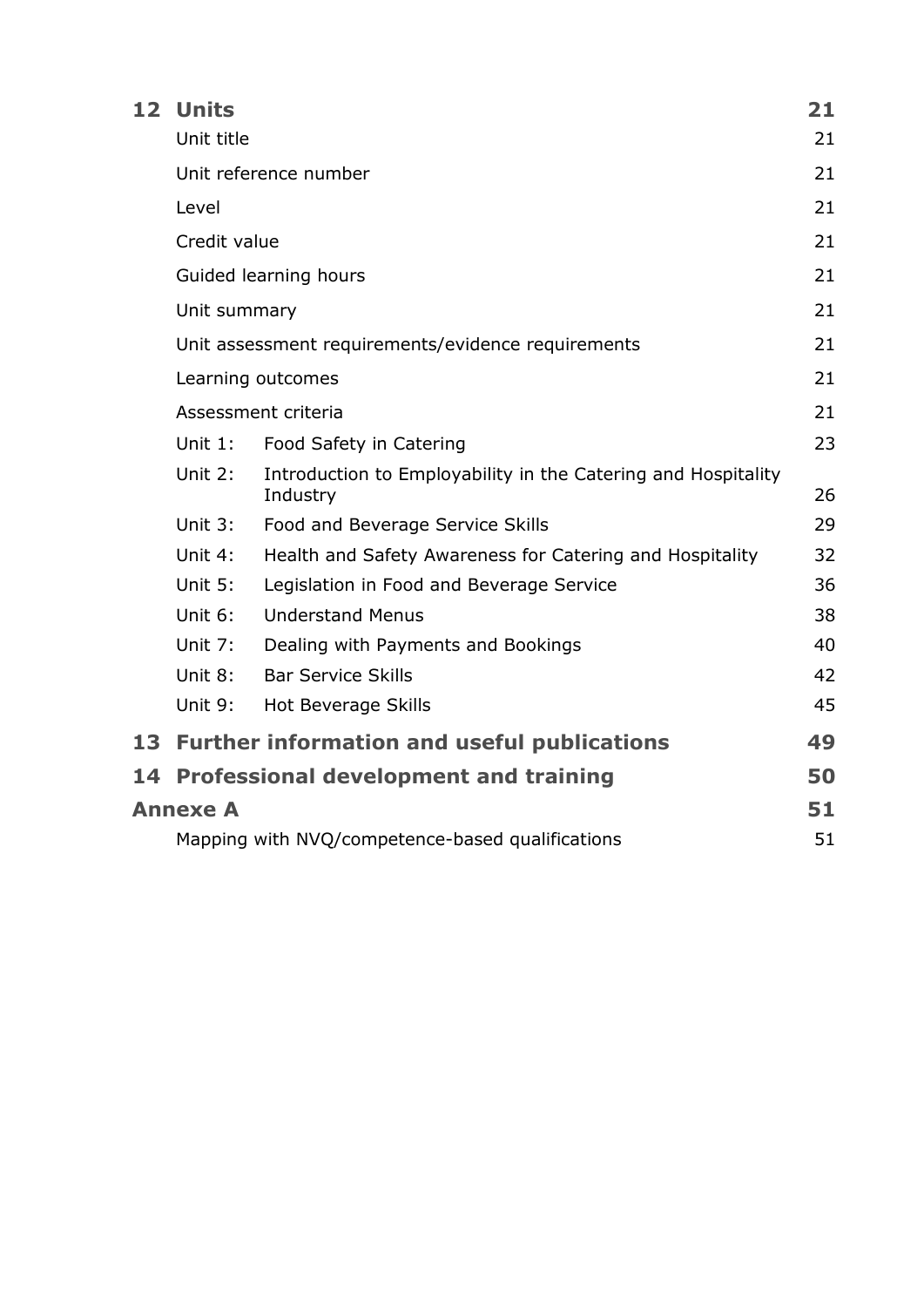| | | |
|---|---|---|
| **12** | **Units** | **21** |
| | Unit title | 21 |
| | Unit reference number | 21 |
| | Level | 21 |
| | Credit value | 21 |
| | Guided learning hours | 21 |
| | Unit summary | 21 |
| | Unit assessment requirements/evidence requirements | 21 |
| | Learning outcomes | 21 |
| | Assessment criteria | 21 |
| | Unit 1: Food Safety in Catering | 23 |
| | Unit 2: Introduction to Employability in the Catering and Hospitality Industry | 26 |
| | Unit 3: Food and Beverage Service Skills | 29 |
| | Unit 4: Health and Safety Awareness for Catering and Hospitality | 32 |
| | Unit 5: Legislation in Food and Beverage Service | 36 |
| | Unit 6: Understand Menus | 38 |
| | Unit 7: Dealing with Payments and Bookings | 40 |
| | Unit 8: Bar Service Skills | 42 |
| | Unit 9: Hot Beverage Skills | 45 |
| **13** | **Further information and useful publications** | **49** |
| **14** | **Professional development and training** | **50** |
| **Annexe A** | | **51** |
| | Mapping with NVQ/competence-based qualifications | 51 |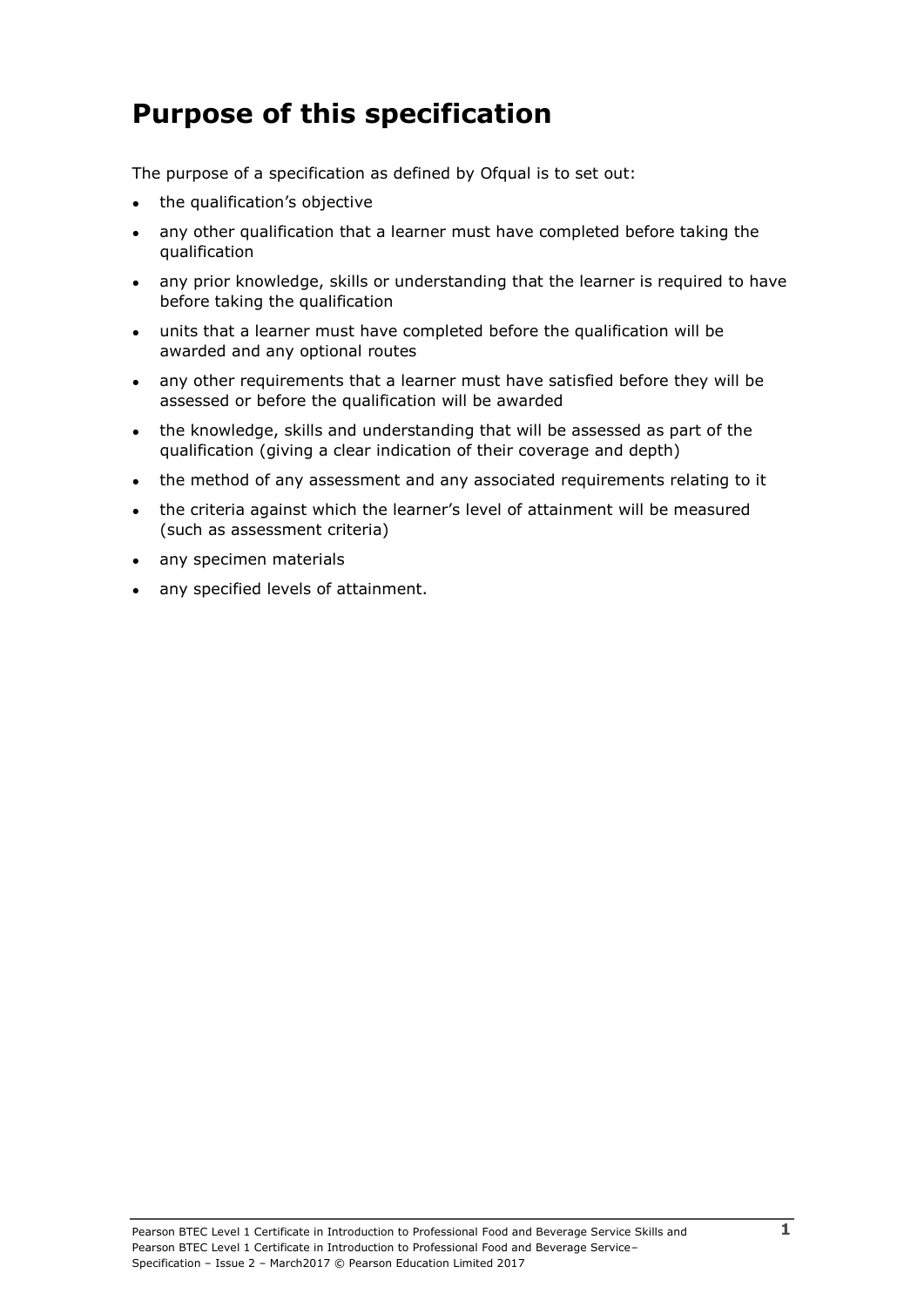# Purpose of this specification

The purpose of a specification as defined by Ofqual is to set out:

- the qualification's objective
- any other qualification that a learner must have completed before taking the qualification
- any prior knowledge, skills or understanding that the learner is required to have before taking the qualification
- units that a learner must have completed before the qualification will be awarded and any optional routes
- any other requirements that a learner must have satisfied before they will be assessed or before the qualification will be awarded
- the knowledge, skills and understanding that will be assessed as part of the qualification (giving a clear indication of their coverage and depth)
- the method of any assessment and any associated requirements relating to it
- the criteria against which the learner's level of attainment will be measured (such as assessment criteria)
- any specimen materials
- any specified levels of attainment.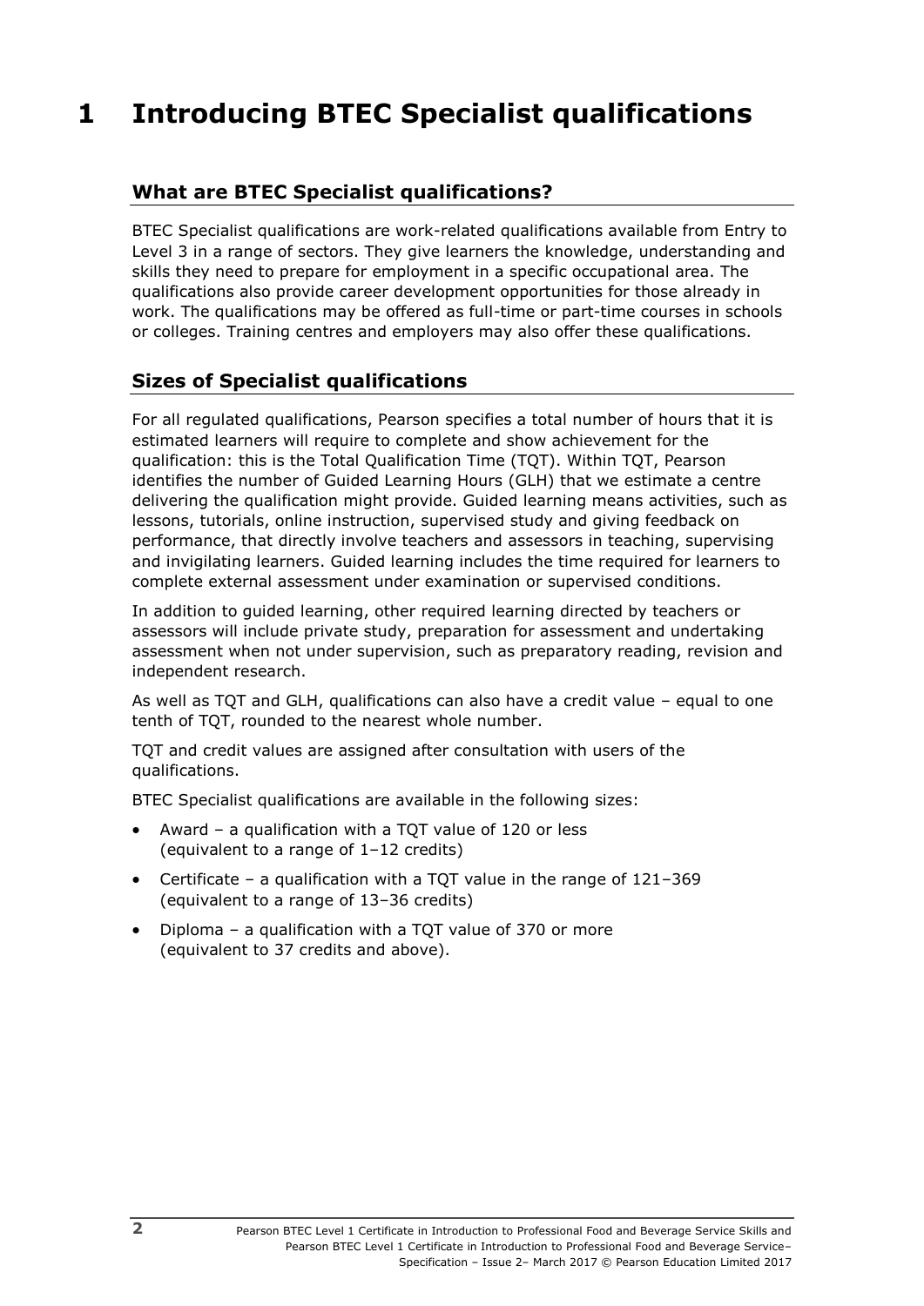# 1 Introducing BTEC Specialist qualifications

## What are BTEC Specialist qualifications?

BTEC Specialist qualifications are work-related qualifications available from Entry to Level 3 in a range of sectors. They give learners the knowledge, understanding and skills they need to prepare for employment in a specific occupational area. The qualifications also provide career development opportunities for those already in work. The qualifications may be offered as full-time or part-time courses in schools or colleges. Training centres and employers may also offer these qualifications.

## Sizes of Specialist qualifications

For all regulated qualifications, Pearson specifies a total number of hours that it is estimated learners will require to complete and show achievement for the qualification: this is the Total Qualification Time (TQT). Within TQT, Pearson identifies the number of Guided Learning Hours (GLH) that we estimate a centre delivering the qualification might provide. Guided learning means activities, such as lessons, tutorials, online instruction, supervised study and giving feedback on performance, that directly involve teachers and assessors in teaching, supervising and invigilating learners. Guided learning includes the time required for learners to complete external assessment under examination or supervised conditions.

In addition to guided learning, other required learning directed by teachers or assessors will include private study, preparation for assessment and undertaking assessment when not under supervision, such as preparatory reading, revision and independent research.

As well as TQT and GLH, qualifications can also have a credit value – equal to one tenth of TQT, rounded to the nearest whole number.

TQT and credit values are assigned after consultation with users of the qualifications.

BTEC Specialist qualifications are available in the following sizes:

- Award – a qualification with a TQT value of 120 or less (equivalent to a range of 1–12 credits)
- Certificate – a qualification with a TQT value in the range of 121–369 (equivalent to a range of 13–36 credits)
- Diploma – a qualification with a TQT value of 370 or more (equivalent to 37 credits and above).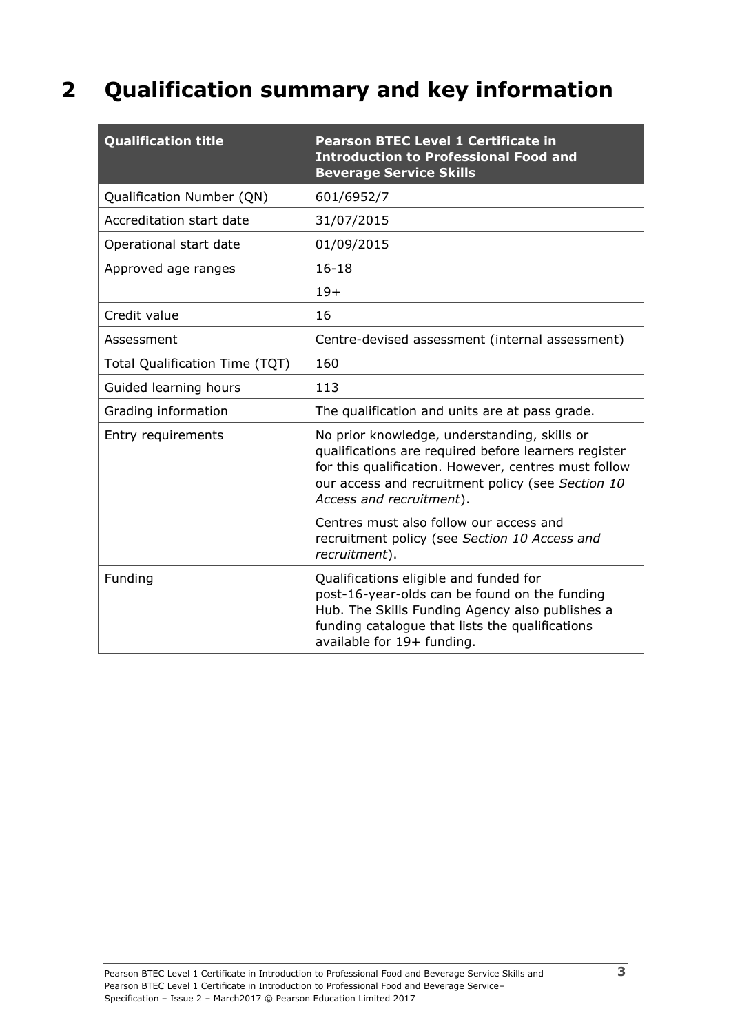# 2 Qualification summary and key information

| Qualification title | Pearson BTEC Level 1 Certificate in Introduction to Professional Food and Beverage Service Skills |
|---|---|
| Qualification Number (QN) | 601/6952/7 |
| Accreditation start date | 31/07/2015 |
| Operational start date | 01/09/2015 |
| Approved age ranges | 16-18<br>19+ |
| Credit value | 16 |
| Assessment | Centre-devised assessment (internal assessment) |
| Total Qualification Time (TQT) | 160 |
| Guided learning hours | 113 |
| Grading information | The qualification and units are at pass grade. |
| Entry requirements | No prior knowledge, understanding, skills or qualifications are required before learners register for this qualification. However, centres must follow our access and recruitment policy (see *Section 10 Access and recruitment*).<br><br>Centres must also follow our access and recruitment policy (see *Section 10 Access and recruitment*). |
| Funding | Qualifications eligible and funded for post-16-year-olds can be found on the funding Hub. The Skills Funding Agency also publishes a funding catalogue that lists the qualifications available for 19+ funding. |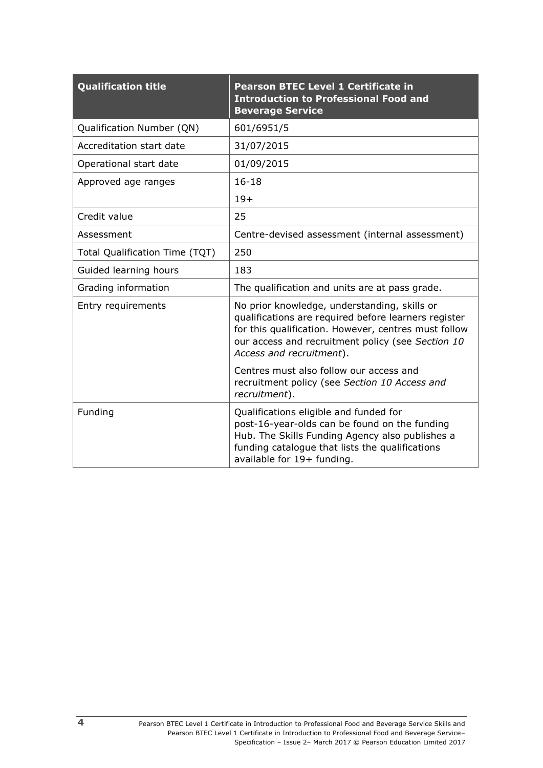| **Qualification title** | **Pearson BTEC Level 1 Certificate in Introduction to Professional Food and Beverage Service** |
|---|---|
| Qualification Number (QN) | 601/6951/5 |
| Accreditation start date | 31/07/2015 |
| Operational start date | 01/09/2015 |
| Approved age ranges | 16-18<br>19+ |
| Credit value | 25 |
| Assessment | Centre-devised assessment (internal assessment) |
| Total Qualification Time (TQT) | 250 |
| Guided learning hours | 183 |
| Grading information | The qualification and units are at pass grade. |
| Entry requirements | No prior knowledge, understanding, skills or qualifications are required before learners register for this qualification. However, centres must follow our access and recruitment policy (see *Section 10 Access and recruitment*).<br>Centres must also follow our access and recruitment policy (see *Section 10 Access and recruitment*). |
| Funding | Qualifications eligible and funded for post-16-year-olds can be found on the funding Hub. The Skills Funding Agency also publishes a funding catalogue that lists the qualifications available for 19+ funding. |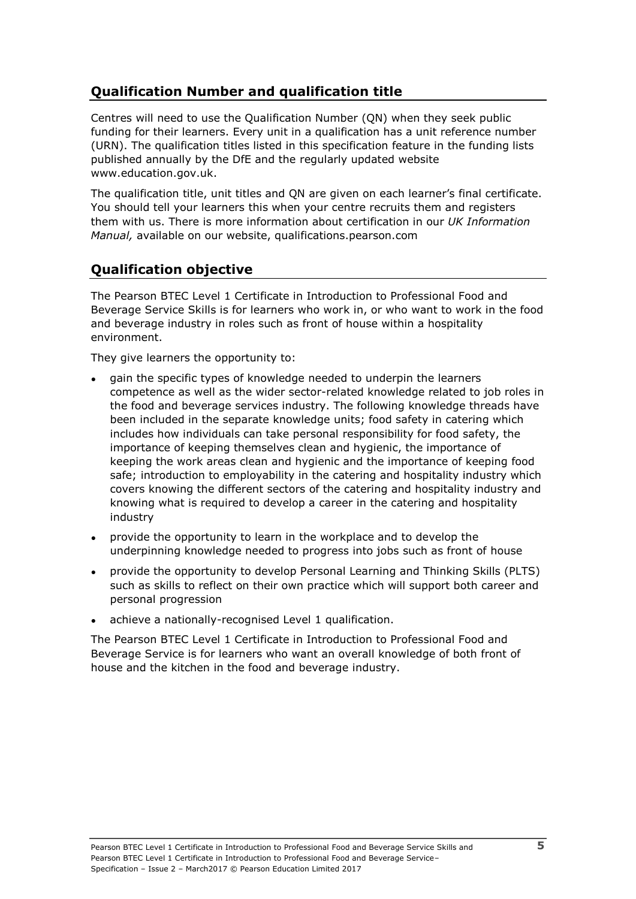## Qualification Number and qualification title

Centres will need to use the Qualification Number (QN) when they seek public funding for their learners. Every unit in a qualification has a unit reference number (URN). The qualification titles listed in this specification feature in the funding lists published annually by the DfE and the regularly updated website www.education.gov.uk.

The qualification title, unit titles and QN are given on each learner's final certificate. You should tell your learners this when your centre recruits them and registers them with us. There is more information about certification in our *UK Information Manual,* available on our website, qualifications.pearson.com

## Qualification objective

The Pearson BTEC Level 1 Certificate in Introduction to Professional Food and Beverage Service Skills is for learners who work in, or who want to work in the food and beverage industry in roles such as front of house within a hospitality environment.

They give learners the opportunity to:

- gain the specific types of knowledge needed to underpin the learners competence as well as the wider sector-related knowledge related to job roles in the food and beverage services industry. The following knowledge threads have been included in the separate knowledge units; food safety in catering which includes how individuals can take personal responsibility for food safety, the importance of keeping themselves clean and hygienic, the importance of keeping the work areas clean and hygienic and the importance of keeping food safe; introduction to employability in the catering and hospitality industry which covers knowing the different sectors of the catering and hospitality industry and knowing what is required to develop a career in the catering and hospitality industry
- provide the opportunity to learn in the workplace and to develop the underpinning knowledge needed to progress into jobs such as front of house
- provide the opportunity to develop Personal Learning and Thinking Skills (PLTS) such as skills to reflect on their own practice which will support both career and personal progression
- achieve a nationally-recognised Level 1 qualification.

The Pearson BTEC Level 1 Certificate in Introduction to Professional Food and Beverage Service is for learners who want an overall knowledge of both front of house and the kitchen in the food and beverage industry.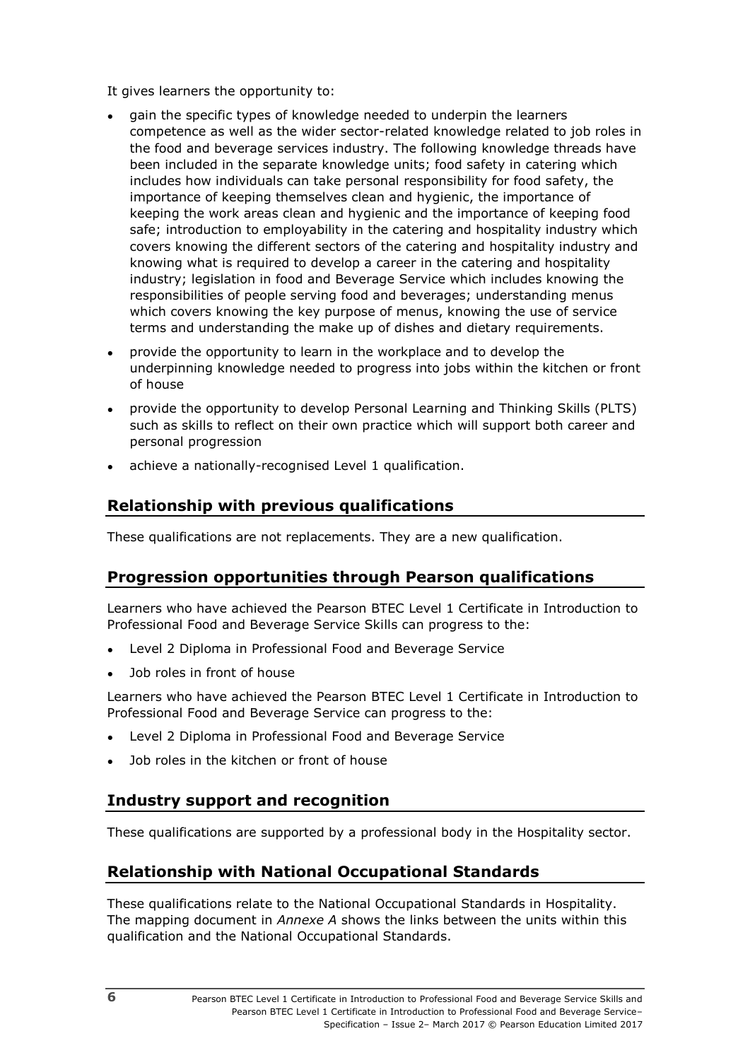It gives learners the opportunity to:

- gain the specific types of knowledge needed to underpin the learners competence as well as the wider sector-related knowledge related to job roles in the food and beverage services industry. The following knowledge threads have been included in the separate knowledge units; food safety in catering which includes how individuals can take personal responsibility for food safety, the importance of keeping themselves clean and hygienic, the importance of keeping the work areas clean and hygienic and the importance of keeping food safe; introduction to employability in the catering and hospitality industry which covers knowing the different sectors of the catering and hospitality industry and knowing what is required to develop a career in the catering and hospitality industry; legislation in food and Beverage Service which includes knowing the responsibilities of people serving food and beverages; understanding menus which covers knowing the key purpose of menus, knowing the use of service terms and understanding the make up of dishes and dietary requirements.
- provide the opportunity to learn in the workplace and to develop the underpinning knowledge needed to progress into jobs within the kitchen or front of house
- provide the opportunity to develop Personal Learning and Thinking Skills (PLTS) such as skills to reflect on their own practice which will support both career and personal progression
- achieve a nationally-recognised Level 1 qualification.

## Relationship with previous qualifications

These qualifications are not replacements. They are a new qualification.

## Progression opportunities through Pearson qualifications

Learners who have achieved the Pearson BTEC Level 1 Certificate in Introduction to Professional Food and Beverage Service Skills can progress to the:

- Level 2 Diploma in Professional Food and Beverage Service
- Job roles in front of house

Learners who have achieved the Pearson BTEC Level 1 Certificate in Introduction to Professional Food and Beverage Service can progress to the:

- Level 2 Diploma in Professional Food and Beverage Service
- Job roles in the kitchen or front of house

## Industry support and recognition

These qualifications are supported by a professional body in the Hospitality sector.

## Relationship with National Occupational Standards

These qualifications relate to the National Occupational Standards in Hospitality. The mapping document in *Annexe A* shows the links between the units within this qualification and the National Occupational Standards.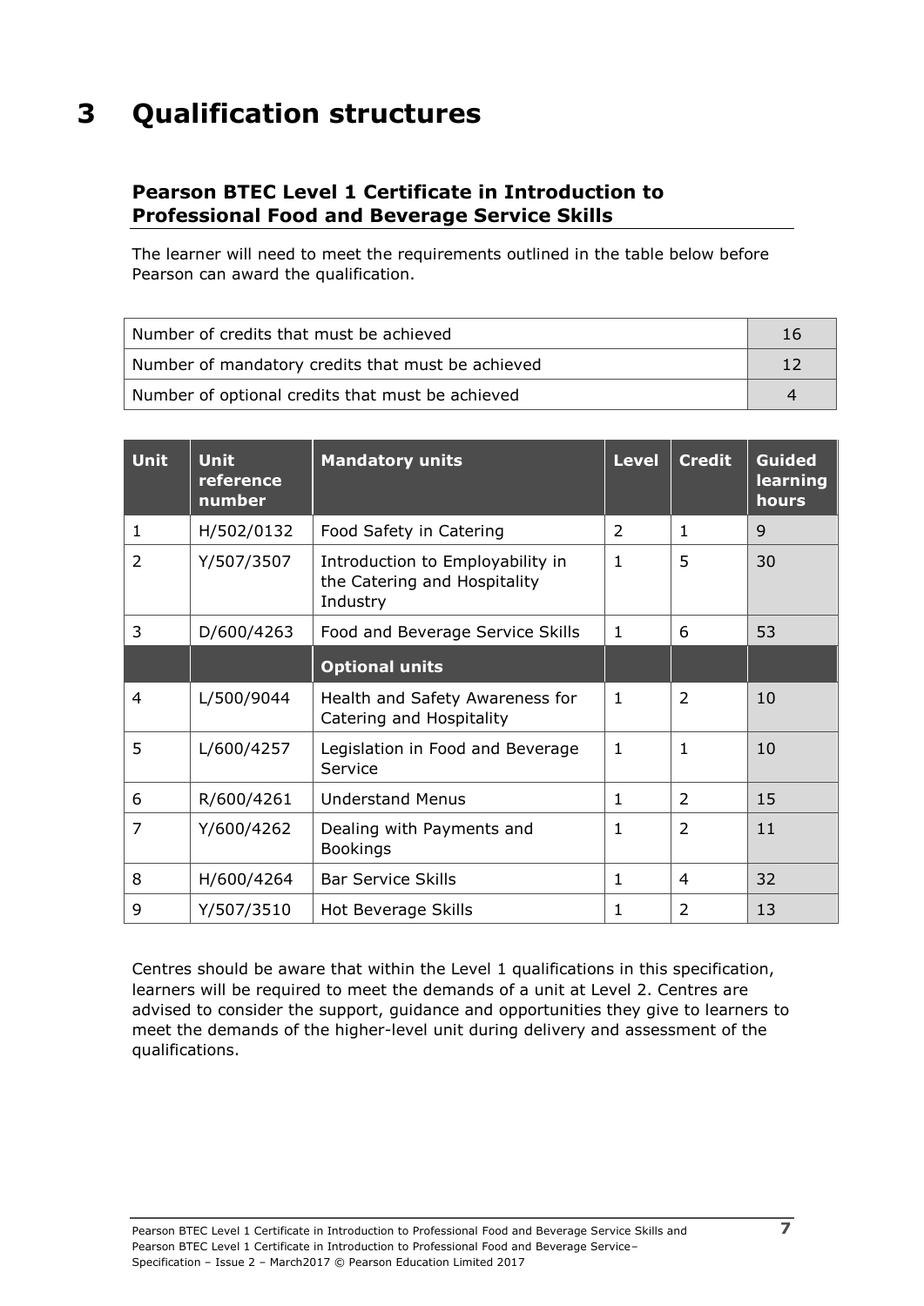# 3 Qualification structures

## Pearson BTEC Level 1 Certificate in Introduction to Professional Food and Beverage Service Skills

The learner will need to meet the requirements outlined in the table below before Pearson can award the qualification.

| | |
|---|---|
| Number of credits that must be achieved | 16 |
| Number of mandatory credits that must be achieved | 12 |
| Number of optional credits that must be achieved | 4 |

| Unit | Unit reference number | Mandatory units | Level | Credit | Guided learning hours |
|---|---|---|---|---|---|
| 1 | H/502/0132 | Food Safety in Catering | 2 | 1 | 9 |
| 2 | Y/507/3507 | Introduction to Employability in the Catering and Hospitality Industry | 1 | 5 | 30 |
| 3 | D/600/4263 | Food and Beverage Service Skills | 1 | 6 | 53 |
| | | **Optional units** | | | |
| 4 | L/500/9044 | Health and Safety Awareness for Catering and Hospitality | 1 | 2 | 10 |
| 5 | L/600/4257 | Legislation in Food and Beverage Service | 1 | 1 | 10 |
| 6 | R/600/4261 | Understand Menus | 1 | 2 | 15 |
| 7 | Y/600/4262 | Dealing with Payments and Bookings | 1 | 2 | 11 |
| 8 | H/600/4264 | Bar Service Skills | 1 | 4 | 32 |
| 9 | Y/507/3510 | Hot Beverage Skills | 1 | 2 | 13 |

Centres should be aware that within the Level 1 qualifications in this specification, learners will be required to meet the demands of a unit at Level 2. Centres are advised to consider the support, guidance and opportunities they give to learners to meet the demands of the higher-level unit during delivery and assessment of the qualifications.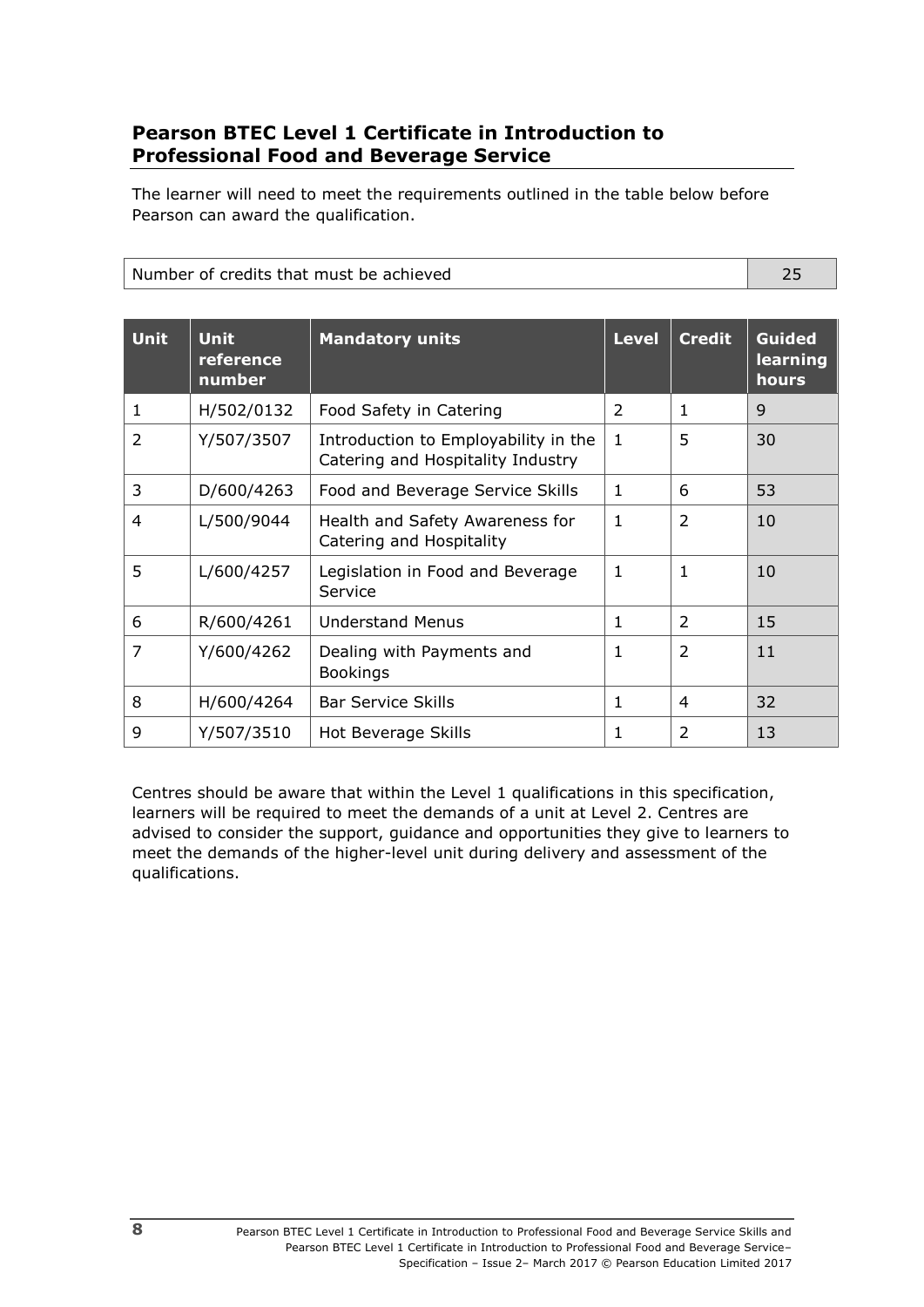## Pearson BTEC Level 1 Certificate in Introduction to Professional Food and Beverage Service

The learner will need to meet the requirements outlined in the table below before Pearson can award the qualification.

| Number of credits that must be achieved | 25 |
|---|---|

| Unit | Unit reference number | Mandatory units | Level | Credit | Guided learning hours |
|---|---|---|---|---|---|
| 1 | H/502/0132 | Food Safety in Catering | 2 | 1 | 9 |
| 2 | Y/507/3507 | Introduction to Employability in the Catering and Hospitality Industry | 1 | 5 | 30 |
| 3 | D/600/4263 | Food and Beverage Service Skills | 1 | 6 | 53 |
| 4 | L/500/9044 | Health and Safety Awareness for Catering and Hospitality | 1 | 2 | 10 |
| 5 | L/600/4257 | Legislation in Food and Beverage Service | 1 | 1 | 10 |
| 6 | R/600/4261 | Understand Menus | 1 | 2 | 15 |
| 7 | Y/600/4262 | Dealing with Payments and Bookings | 1 | 2 | 11 |
| 8 | H/600/4264 | Bar Service Skills | 1 | 4 | 32 |
| 9 | Y/507/3510 | Hot Beverage Skills | 1 | 2 | 13 |

Centres should be aware that within the Level 1 qualifications in this specification, learners will be required to meet the demands of a unit at Level 2. Centres are advised to consider the support, guidance and opportunities they give to learners to meet the demands of the higher-level unit during delivery and assessment of the qualifications.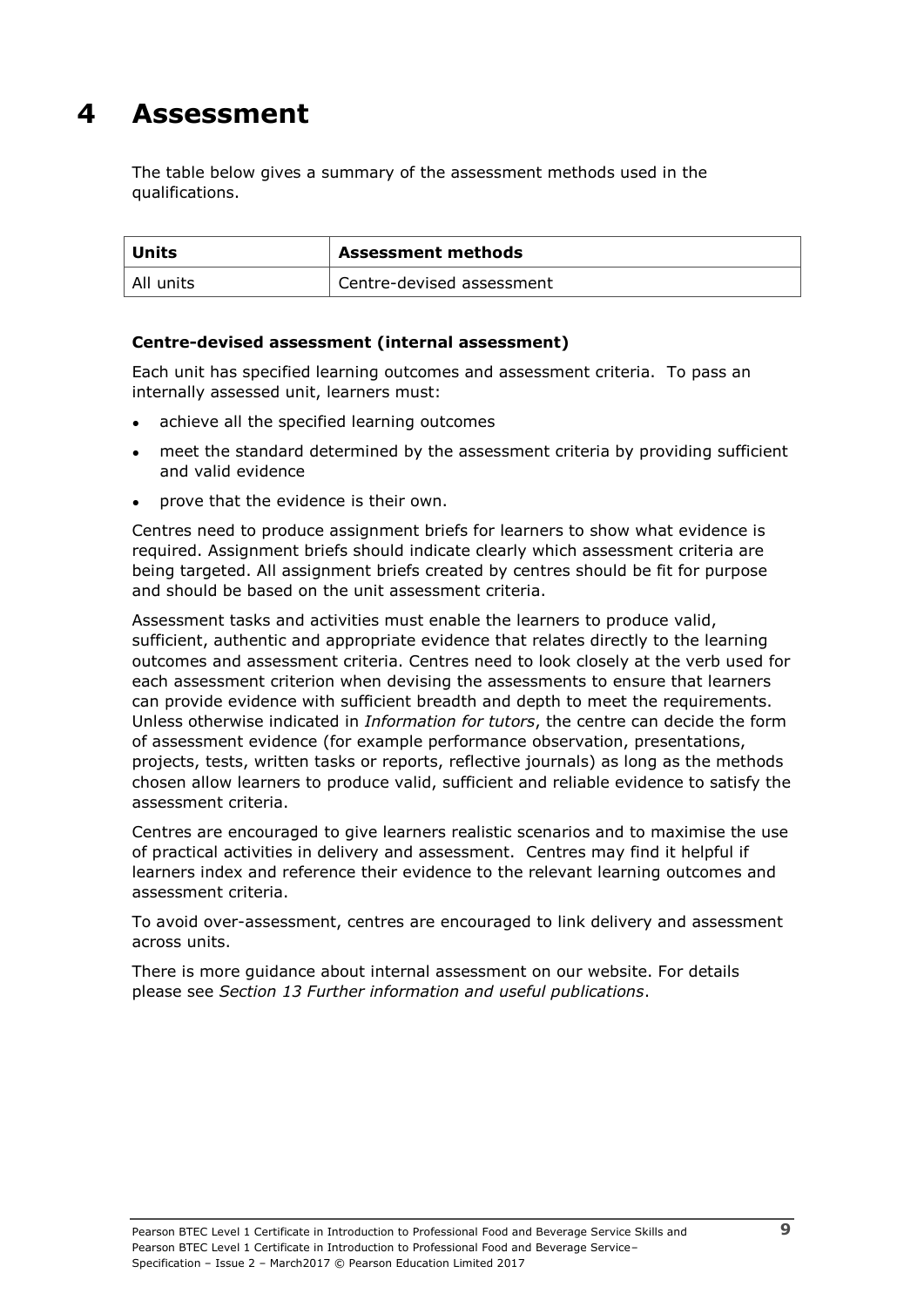# 4 Assessment

The table below gives a summary of the assessment methods used in the qualifications.

| Units | Assessment methods |
|---|---|
| All units | Centre-devised assessment |

**Centre-devised assessment (internal assessment)**

Each unit has specified learning outcomes and assessment criteria. To pass an internally assessed unit, learners must:

- achieve all the specified learning outcomes
- meet the standard determined by the assessment criteria by providing sufficient and valid evidence
- prove that the evidence is their own.

Centres need to produce assignment briefs for learners to show what evidence is required. Assignment briefs should indicate clearly which assessment criteria are being targeted. All assignment briefs created by centres should be fit for purpose and should be based on the unit assessment criteria.

Assessment tasks and activities must enable the learners to produce valid, sufficient, authentic and appropriate evidence that relates directly to the learning outcomes and assessment criteria. Centres need to look closely at the verb used for each assessment criterion when devising the assessments to ensure that learners can provide evidence with sufficient breadth and depth to meet the requirements. Unless otherwise indicated in *Information for tutors*, the centre can decide the form of assessment evidence (for example performance observation, presentations, projects, tests, written tasks or reports, reflective journals) as long as the methods chosen allow learners to produce valid, sufficient and reliable evidence to satisfy the assessment criteria.

Centres are encouraged to give learners realistic scenarios and to maximise the use of practical activities in delivery and assessment. Centres may find it helpful if learners index and reference their evidence to the relevant learning outcomes and assessment criteria.

To avoid over-assessment, centres are encouraged to link delivery and assessment across units.

There is more guidance about internal assessment on our website. For details please see *Section 13 Further information and useful publications*.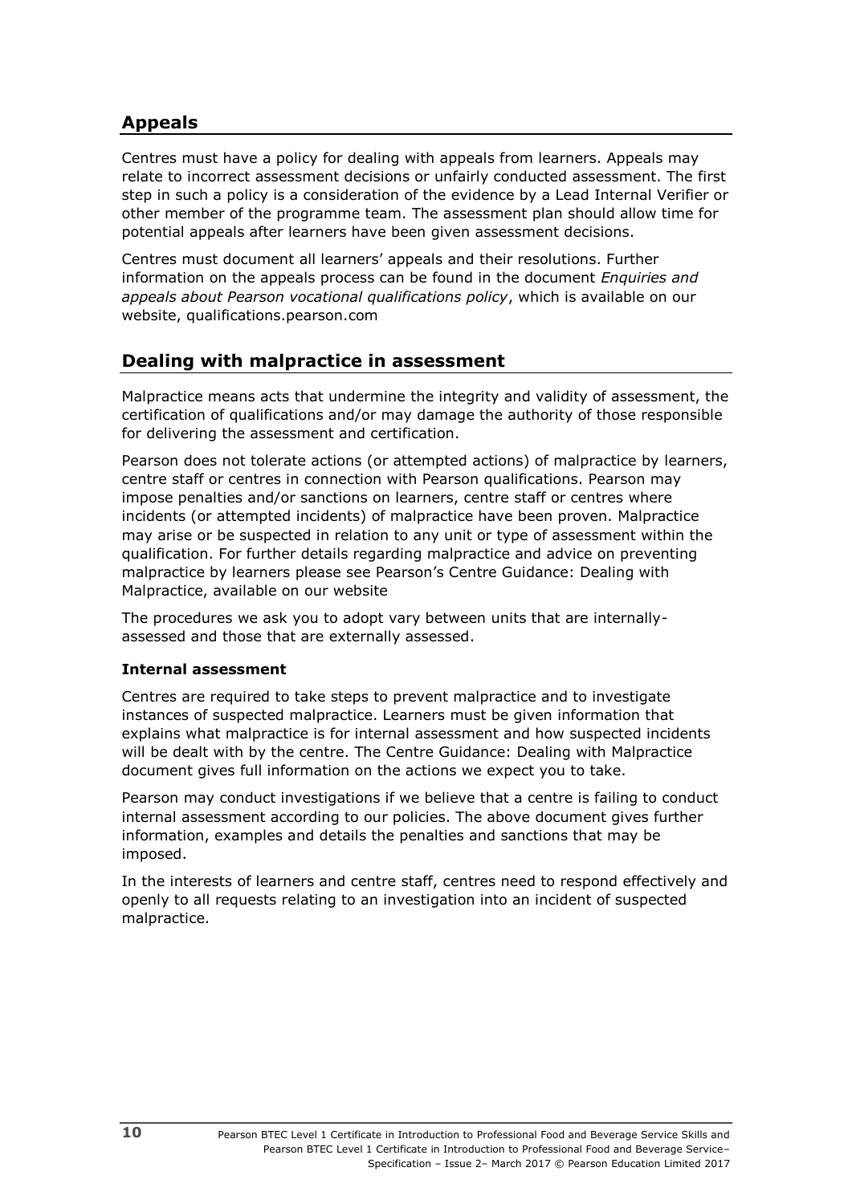## Appeals

Centres must have a policy for dealing with appeals from learners. Appeals may relate to incorrect assessment decisions or unfairly conducted assessment. The first step in such a policy is a consideration of the evidence by a Lead Internal Verifier or other member of the programme team. The assessment plan should allow time for potential appeals after learners have been given assessment decisions.

Centres must document all learners' appeals and their resolutions. Further information on the appeals process can be found in the document *Enquiries and appeals about Pearson vocational qualifications policy*, which is available on our website, qualifications.pearson.com

## Dealing with malpractice in assessment

Malpractice means acts that undermine the integrity and validity of assessment, the certification of qualifications and/or may damage the authority of those responsible for delivering the assessment and certification.

Pearson does not tolerate actions (or attempted actions) of malpractice by learners, centre staff or centres in connection with Pearson qualifications. Pearson may impose penalties and/or sanctions on learners, centre staff or centres where incidents (or attempted incidents) of malpractice have been proven. Malpractice may arise or be suspected in relation to any unit or type of assessment within the qualification. For further details regarding malpractice and advice on preventing malpractice by learners please see Pearson's Centre Guidance: Dealing with Malpractice, available on our website

The procedures we ask you to adopt vary between units that are internally-assessed and those that are externally assessed.

**Internal assessment**

Centres are required to take steps to prevent malpractice and to investigate instances of suspected malpractice. Learners must be given information that explains what malpractice is for internal assessment and how suspected incidents will be dealt with by the centre. The Centre Guidance: Dealing with Malpractice document gives full information on the actions we expect you to take.

Pearson may conduct investigations if we believe that a centre is failing to conduct internal assessment according to our policies. The above document gives further information, examples and details the penalties and sanctions that may be imposed.

In the interests of learners and centre staff, centres need to respond effectively and openly to all requests relating to an investigation into an incident of suspected malpractice.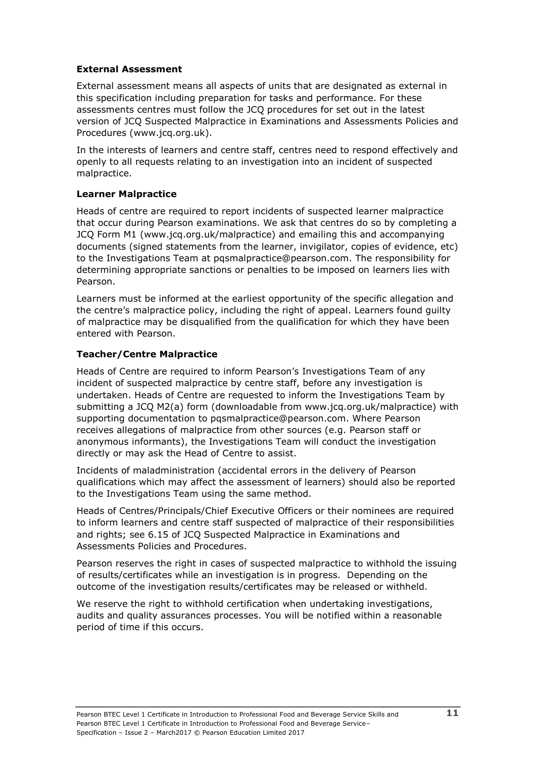**External Assessment**

External assessment means all aspects of units that are designated as external in this specification including preparation for tasks and performance. For these assessments centres must follow the JCQ procedures for set out in the latest version of JCQ Suspected Malpractice in Examinations and Assessments Policies and Procedures (www.jcq.org.uk).

In the interests of learners and centre staff, centres need to respond effectively and openly to all requests relating to an investigation into an incident of suspected malpractice.

**Learner Malpractice**

Heads of centre are required to report incidents of suspected learner malpractice that occur during Pearson examinations. We ask that centres do so by completing a JCQ Form M1 (www.jcq.org.uk/malpractice) and emailing this and accompanying documents (signed statements from the learner, invigilator, copies of evidence, etc) to the Investigations Team at pqsmalpractice@pearson.com. The responsibility for determining appropriate sanctions or penalties to be imposed on learners lies with Pearson.

Learners must be informed at the earliest opportunity of the specific allegation and the centre's malpractice policy, including the right of appeal. Learners found guilty of malpractice may be disqualified from the qualification for which they have been entered with Pearson.

**Teacher/Centre Malpractice**

Heads of Centre are required to inform Pearson's Investigations Team of any incident of suspected malpractice by centre staff, before any investigation is undertaken. Heads of Centre are requested to inform the Investigations Team by submitting a JCQ M2(a) form (downloadable from www.jcq.org.uk/malpractice) with supporting documentation to pqsmalpractice@pearson.com. Where Pearson receives allegations of malpractice from other sources (e.g. Pearson staff or anonymous informants), the Investigations Team will conduct the investigation directly or may ask the Head of Centre to assist.

Incidents of maladministration (accidental errors in the delivery of Pearson qualifications which may affect the assessment of learners) should also be reported to the Investigations Team using the same method.

Heads of Centres/Principals/Chief Executive Officers or their nominees are required to inform learners and centre staff suspected of malpractice of their responsibilities and rights; see 6.15 of JCQ Suspected Malpractice in Examinations and Assessments Policies and Procedures.

Pearson reserves the right in cases of suspected malpractice to withhold the issuing of results/certificates while an investigation is in progress. Depending on the outcome of the investigation results/certificates may be released or withheld.

We reserve the right to withhold certification when undertaking investigations, audits and quality assurances processes. You will be notified within a reasonable period of time if this occurs.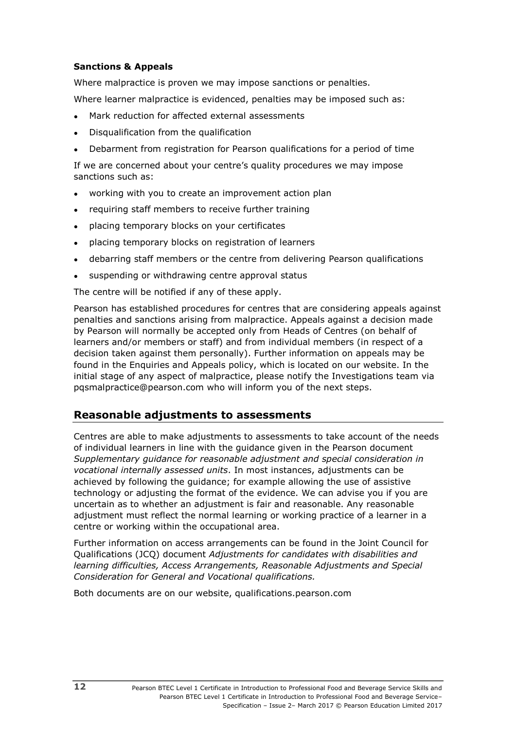**Sanctions & Appeals**

Where malpractice is proven we may impose sanctions or penalties.

Where learner malpractice is evidenced, penalties may be imposed such as:

- Mark reduction for affected external assessments
- Disqualification from the qualification
- Debarment from registration for Pearson qualifications for a period of time

If we are concerned about your centre's quality procedures we may impose sanctions such as:

- working with you to create an improvement action plan
- requiring staff members to receive further training
- placing temporary blocks on your certificates
- placing temporary blocks on registration of learners
- debarring staff members or the centre from delivering Pearson qualifications
- suspending or withdrawing centre approval status

The centre will be notified if any of these apply.

Pearson has established procedures for centres that are considering appeals against penalties and sanctions arising from malpractice. Appeals against a decision made by Pearson will normally be accepted only from Heads of Centres (on behalf of learners and/or members or staff) and from individual members (in respect of a decision taken against them personally). Further information on appeals may be found in the Enquiries and Appeals policy, which is located on our website. In the initial stage of any aspect of malpractice, please notify the Investigations team via pqsmalpractice@pearson.com who will inform you of the next steps.

## Reasonable adjustments to assessments

Centres are able to make adjustments to assessments to take account of the needs of individual learners in line with the guidance given in the Pearson document *Supplementary guidance for reasonable adjustment and special consideration in vocational internally assessed units*. In most instances, adjustments can be achieved by following the guidance; for example allowing the use of assistive technology or adjusting the format of the evidence. We can advise you if you are uncertain as to whether an adjustment is fair and reasonable. Any reasonable adjustment must reflect the normal learning or working practice of a learner in a centre or working within the occupational area.

Further information on access arrangements can be found in the Joint Council for Qualifications (JCQ) document *Adjustments for candidates with disabilities and learning difficulties, Access Arrangements, Reasonable Adjustments and Special Consideration for General and Vocational qualifications.*

Both documents are on our website, qualifications.pearson.com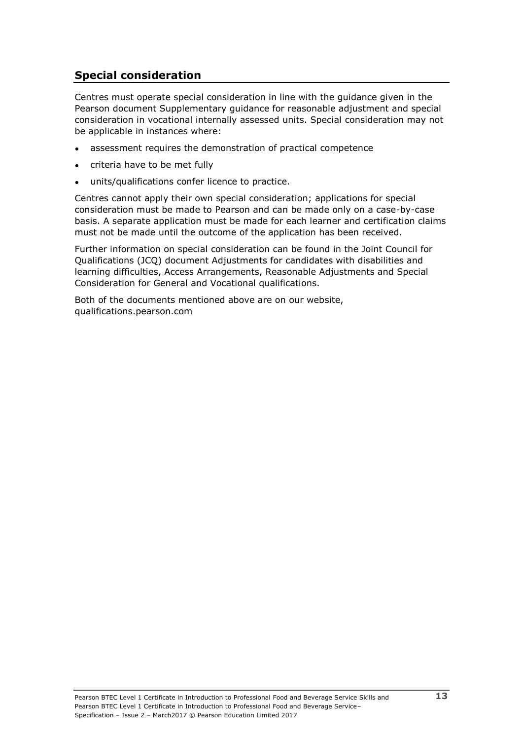## Special consideration

Centres must operate special consideration in line with the guidance given in the Pearson document Supplementary guidance for reasonable adjustment and special consideration in vocational internally assessed units. Special consideration may not be applicable in instances where:

- assessment requires the demonstration of practical competence
- criteria have to be met fully
- units/qualifications confer licence to practice.

Centres cannot apply their own special consideration; applications for special consideration must be made to Pearson and can be made only on a case-by-case basis. A separate application must be made for each learner and certification claims must not be made until the outcome of the application has been received.

Further information on special consideration can be found in the Joint Council for Qualifications (JCQ) document Adjustments for candidates with disabilities and learning difficulties, Access Arrangements, Reasonable Adjustments and Special Consideration for General and Vocational qualifications.

Both of the documents mentioned above are on our website, qualifications.pearson.com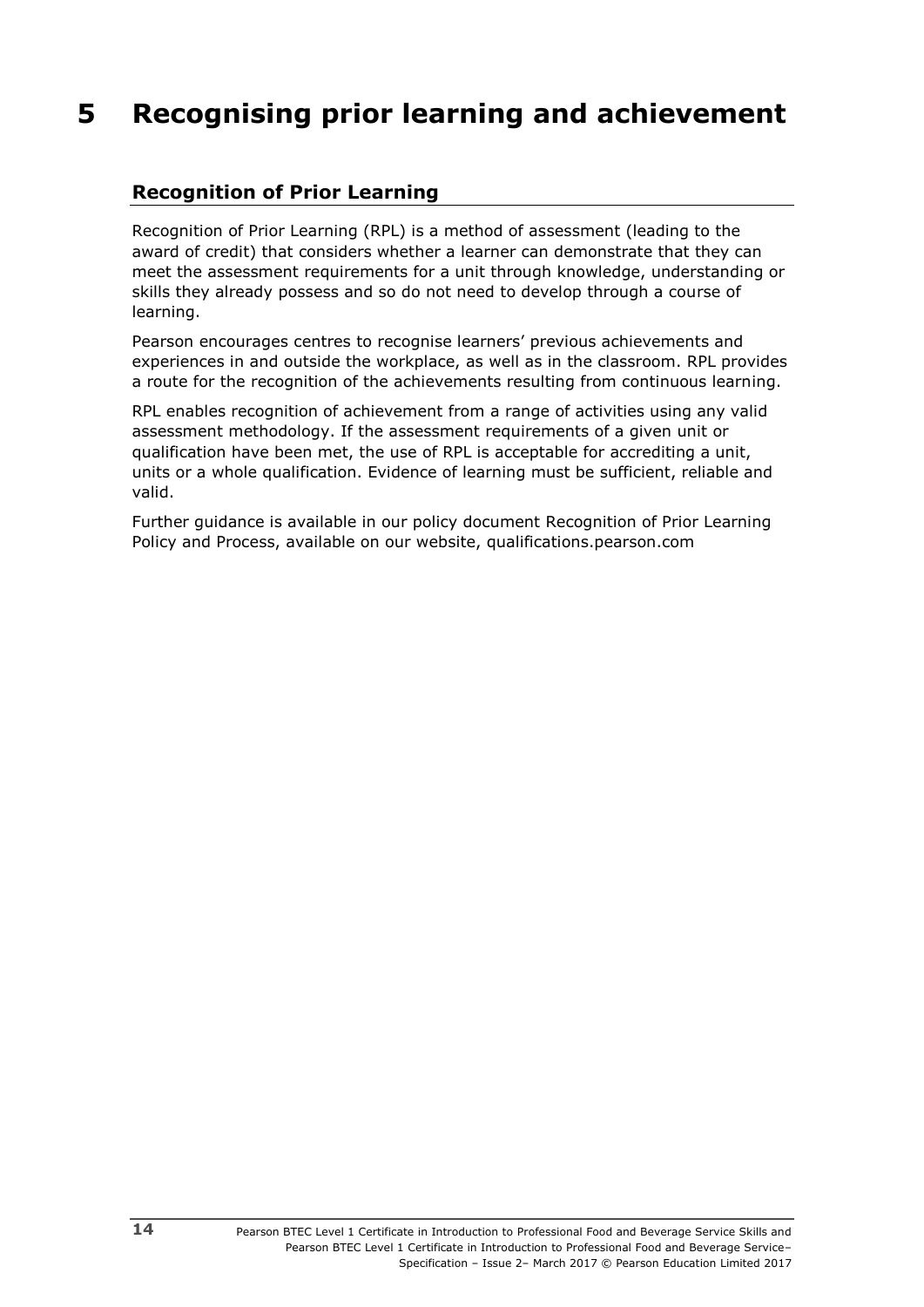# 5 Recognising prior learning and achievement

## Recognition of Prior Learning

Recognition of Prior Learning (RPL) is a method of assessment (leading to the award of credit) that considers whether a learner can demonstrate that they can meet the assessment requirements for a unit through knowledge, understanding or skills they already possess and so do not need to develop through a course of learning.

Pearson encourages centres to recognise learners' previous achievements and experiences in and outside the workplace, as well as in the classroom. RPL provides a route for the recognition of the achievements resulting from continuous learning.

RPL enables recognition of achievement from a range of activities using any valid assessment methodology. If the assessment requirements of a given unit or qualification have been met, the use of RPL is acceptable for accrediting a unit, units or a whole qualification. Evidence of learning must be sufficient, reliable and valid.

Further guidance is available in our policy document Recognition of Prior Learning Policy and Process, available on our website, qualifications.pearson.com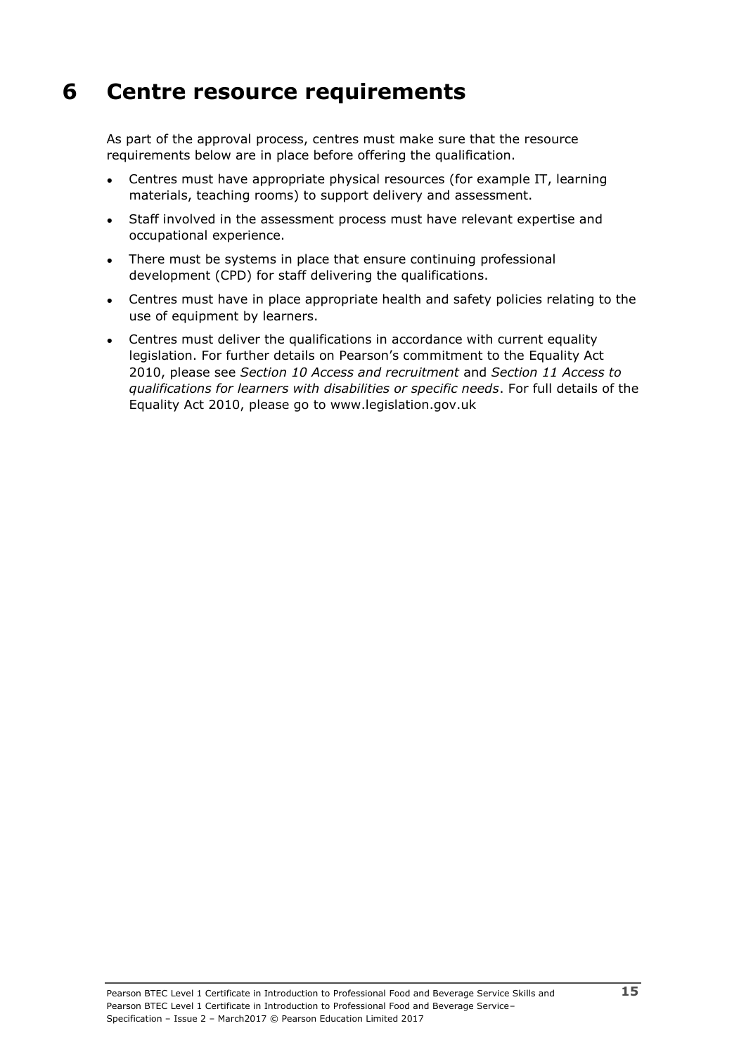# 6 Centre resource requirements

As part of the approval process, centres must make sure that the resource requirements below are in place before offering the qualification.

- Centres must have appropriate physical resources (for example IT, learning materials, teaching rooms) to support delivery and assessment.
- Staff involved in the assessment process must have relevant expertise and occupational experience.
- There must be systems in place that ensure continuing professional development (CPD) for staff delivering the qualifications.
- Centres must have in place appropriate health and safety policies relating to the use of equipment by learners.
- Centres must deliver the qualifications in accordance with current equality legislation. For further details on Pearson's commitment to the Equality Act 2010, please see *Section 10 Access and recruitment* and *Section 11 Access to qualifications for learners with disabilities or specific needs*. For full details of the Equality Act 2010, please go to www.legislation.gov.uk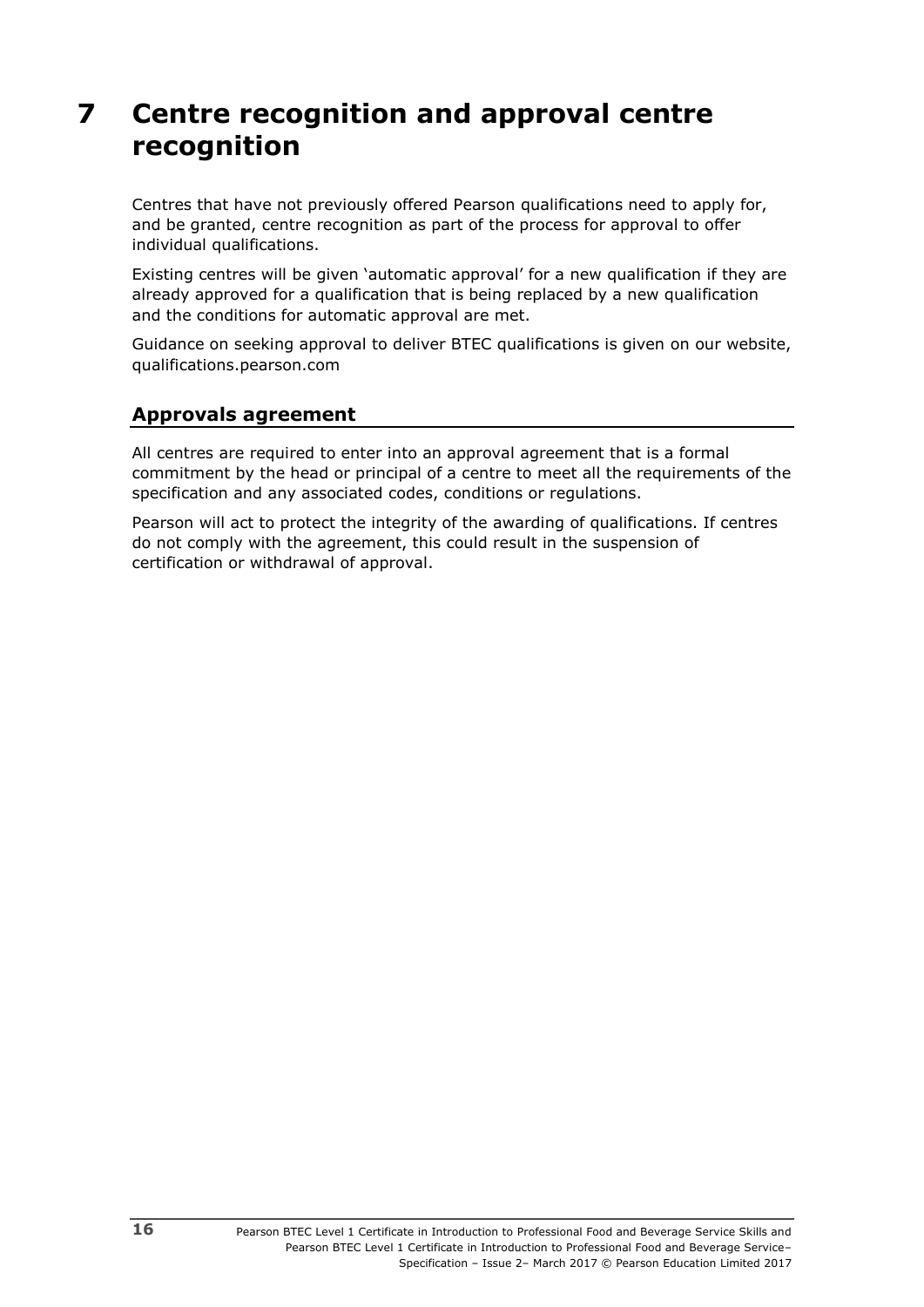# 7 Centre recognition and approval centre recognition

Centres that have not previously offered Pearson qualifications need to apply for, and be granted, centre recognition as part of the process for approval to offer individual qualifications.

Existing centres will be given 'automatic approval' for a new qualification if they are already approved for a qualification that is being replaced by a new qualification and the conditions for automatic approval are met.

Guidance on seeking approval to deliver BTEC qualifications is given on our website, qualifications.pearson.com

## Approvals agreement

All centres are required to enter into an approval agreement that is a formal commitment by the head or principal of a centre to meet all the requirements of the specification and any associated codes, conditions or regulations.

Pearson will act to protect the integrity of the awarding of qualifications. If centres do not comply with the agreement, this could result in the suspension of certification or withdrawal of approval.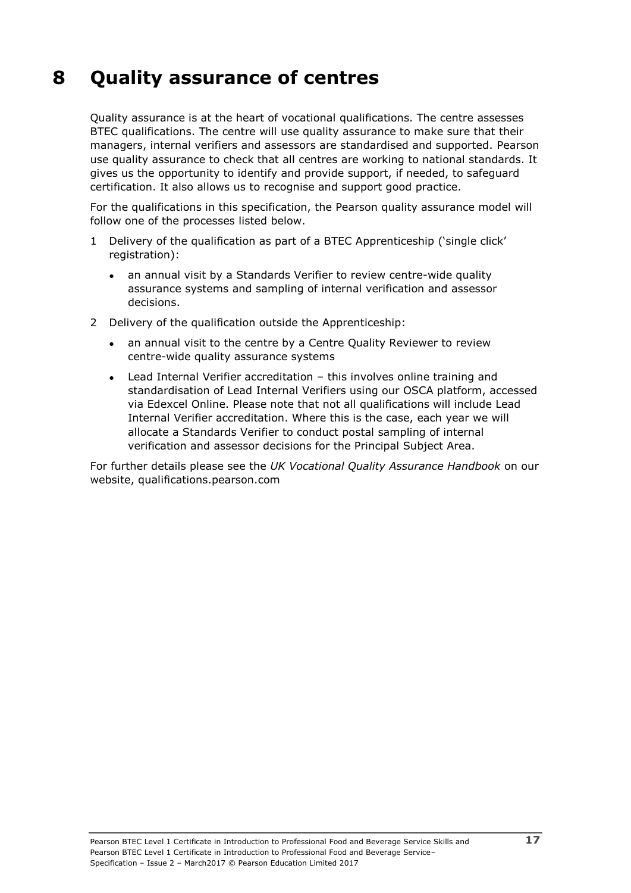# 8 Quality assurance of centres

Quality assurance is at the heart of vocational qualifications. The centre assesses BTEC qualifications. The centre will use quality assurance to make sure that their managers, internal verifiers and assessors are standardised and supported. Pearson use quality assurance to check that all centres are working to national standards. It gives us the opportunity to identify and provide support, if needed, to safeguard certification. It also allows us to recognise and support good practice.

For the qualifications in this specification, the Pearson quality assurance model will follow one of the processes listed below.

1. Delivery of the qualification as part of a BTEC Apprenticeship ('single click' registration):
   - an annual visit by a Standards Verifier to review centre-wide quality assurance systems and sampling of internal verification and assessor decisions.
2. Delivery of the qualification outside the Apprenticeship:
   - an annual visit to the centre by a Centre Quality Reviewer to review centre-wide quality assurance systems
   - Lead Internal Verifier accreditation – this involves online training and standardisation of Lead Internal Verifiers using our OSCA platform, accessed via Edexcel Online. Please note that not all qualifications will include Lead Internal Verifier accreditation. Where this is the case, each year we will allocate a Standards Verifier to conduct postal sampling of internal verification and assessor decisions for the Principal Subject Area.

For further details please see the *UK Vocational Quality Assurance Handbook* on our website, qualifications.pearson.com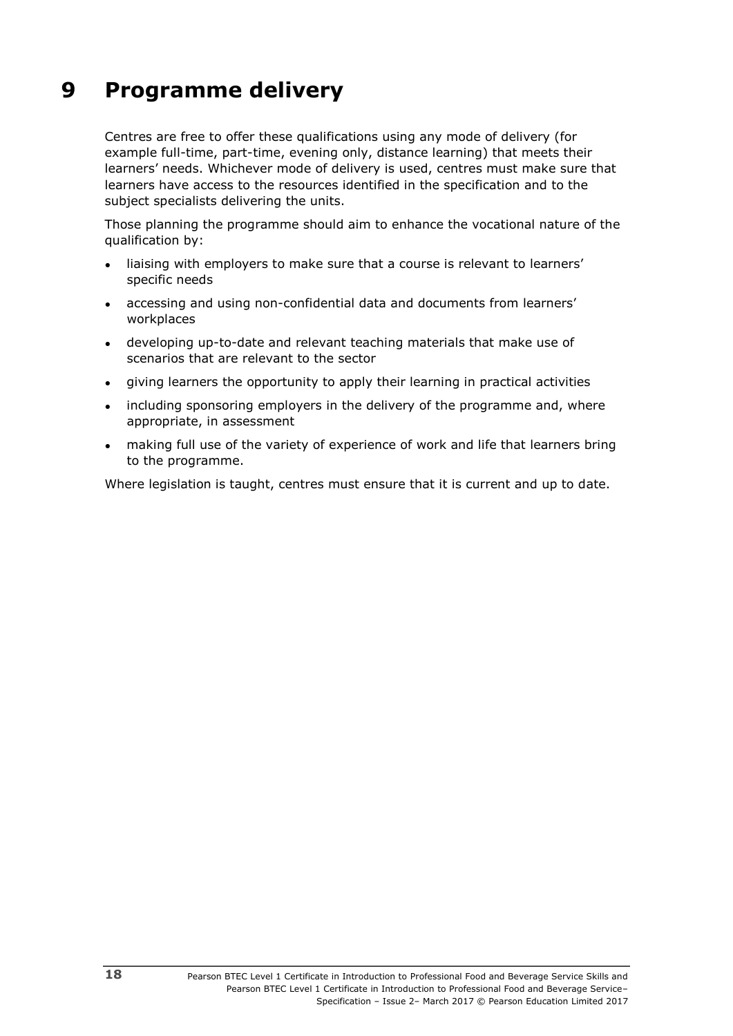# 9 Programme delivery

Centres are free to offer these qualifications using any mode of delivery (for example full-time, part-time, evening only, distance learning) that meets their learners' needs. Whichever mode of delivery is used, centres must make sure that learners have access to the resources identified in the specification and to the subject specialists delivering the units.

Those planning the programme should aim to enhance the vocational nature of the qualification by:

- liaising with employers to make sure that a course is relevant to learners' specific needs
- accessing and using non-confidential data and documents from learners' workplaces
- developing up-to-date and relevant teaching materials that make use of scenarios that are relevant to the sector
- giving learners the opportunity to apply their learning in practical activities
- including sponsoring employers in the delivery of the programme and, where appropriate, in assessment
- making full use of the variety of experience of work and life that learners bring to the programme.

Where legislation is taught, centres must ensure that it is current and up to date.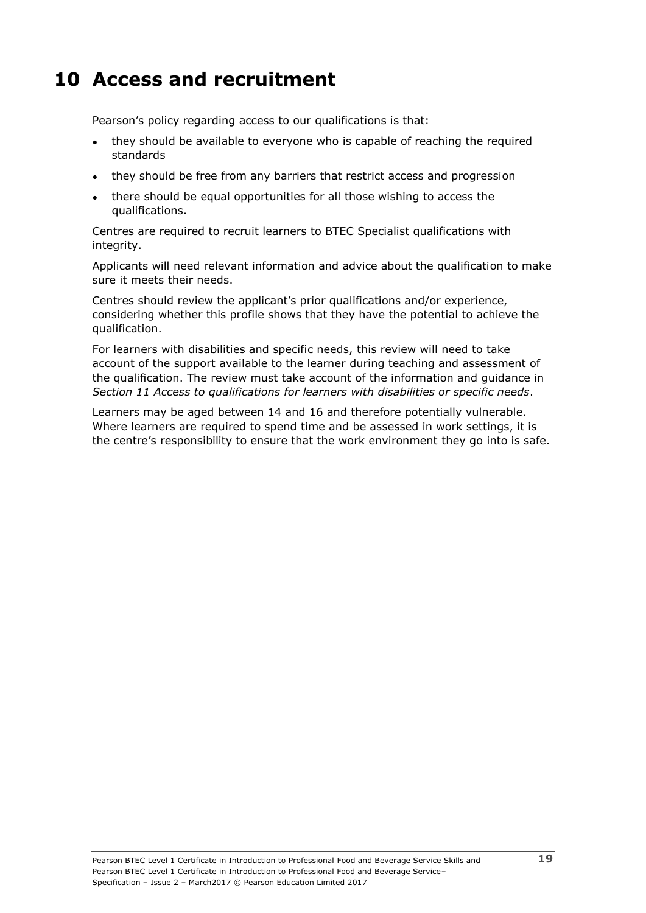# 10 Access and recruitment

Pearson's policy regarding access to our qualifications is that:

- they should be available to everyone who is capable of reaching the required standards
- they should be free from any barriers that restrict access and progression
- there should be equal opportunities for all those wishing to access the qualifications.

Centres are required to recruit learners to BTEC Specialist qualifications with integrity.

Applicants will need relevant information and advice about the qualification to make sure it meets their needs.

Centres should review the applicant's prior qualifications and/or experience, considering whether this profile shows that they have the potential to achieve the qualification.

For learners with disabilities and specific needs, this review will need to take account of the support available to the learner during teaching and assessment of the qualification. The review must take account of the information and guidance in *Section 11 Access to qualifications for learners with disabilities or specific needs*.

Learners may be aged between 14 and 16 and therefore potentially vulnerable. Where learners are required to spend time and be assessed in work settings, it is the centre's responsibility to ensure that the work environment they go into is safe.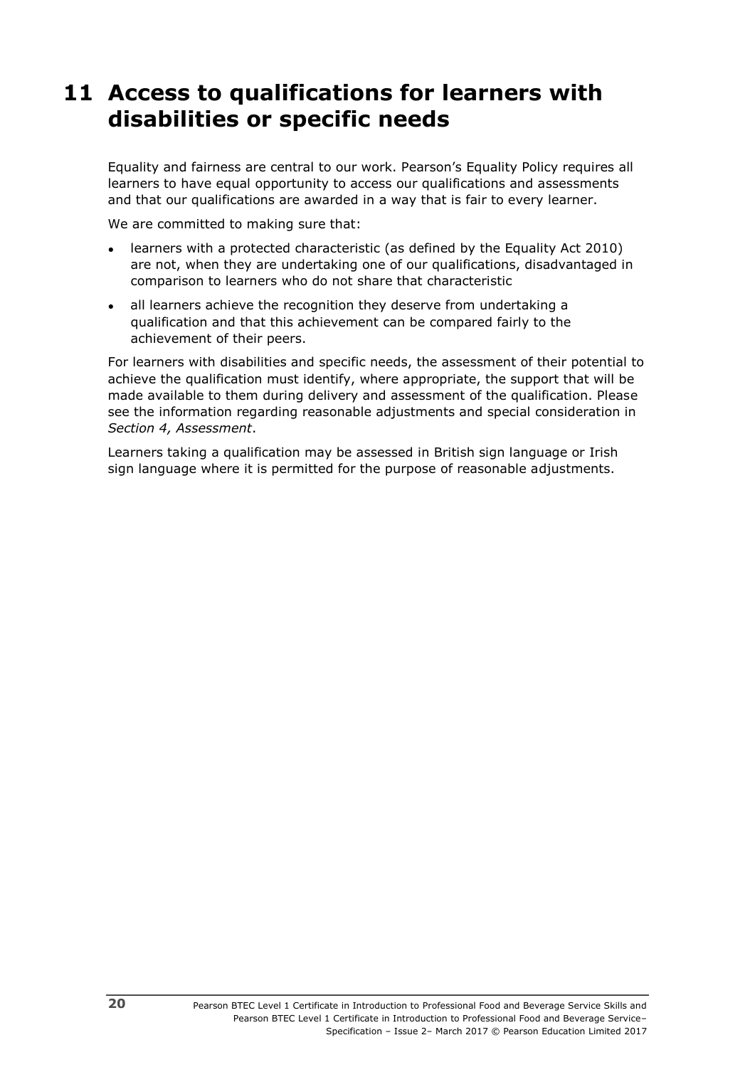# 11 Access to qualifications for learners with disabilities or specific needs

Equality and fairness are central to our work. Pearson's Equality Policy requires all learners to have equal opportunity to access our qualifications and assessments and that our qualifications are awarded in a way that is fair to every learner.

We are committed to making sure that:

- learners with a protected characteristic (as defined by the Equality Act 2010) are not, when they are undertaking one of our qualifications, disadvantaged in comparison to learners who do not share that characteristic
- all learners achieve the recognition they deserve from undertaking a qualification and that this achievement can be compared fairly to the achievement of their peers.

For learners with disabilities and specific needs, the assessment of their potential to achieve the qualification must identify, where appropriate, the support that will be made available to them during delivery and assessment of the qualification. Please see the information regarding reasonable adjustments and special consideration in *Section 4, Assessment*.

Learners taking a qualification may be assessed in British sign language or Irish sign language where it is permitted for the purpose of reasonable adjustments.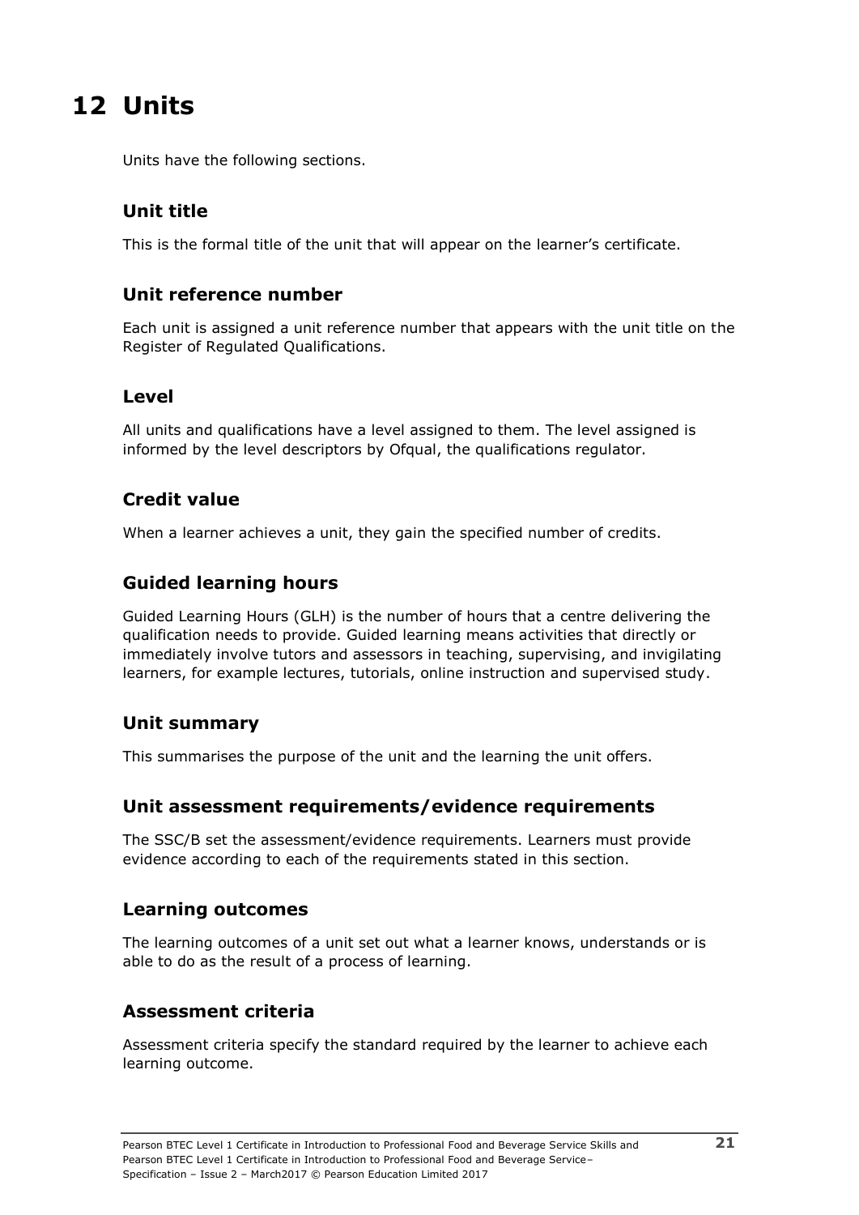# 12 Units

Units have the following sections.

## Unit title

This is the formal title of the unit that will appear on the learner's certificate.

## Unit reference number

Each unit is assigned a unit reference number that appears with the unit title on the Register of Regulated Qualifications.

## Level

All units and qualifications have a level assigned to them. The level assigned is informed by the level descriptors by Ofqual, the qualifications regulator.

## Credit value

When a learner achieves a unit, they gain the specified number of credits.

## Guided learning hours

Guided Learning Hours (GLH) is the number of hours that a centre delivering the qualification needs to provide. Guided learning means activities that directly or immediately involve tutors and assessors in teaching, supervising, and invigilating learners, for example lectures, tutorials, online instruction and supervised study.

## Unit summary

This summarises the purpose of the unit and the learning the unit offers.

## Unit assessment requirements/evidence requirements

The SSC/B set the assessment/evidence requirements. Learners must provide evidence according to each of the requirements stated in this section.

## Learning outcomes

The learning outcomes of a unit set out what a learner knows, understands or is able to do as the result of a process of learning.

## Assessment criteria

Assessment criteria specify the standard required by the learner to achieve each learning outcome.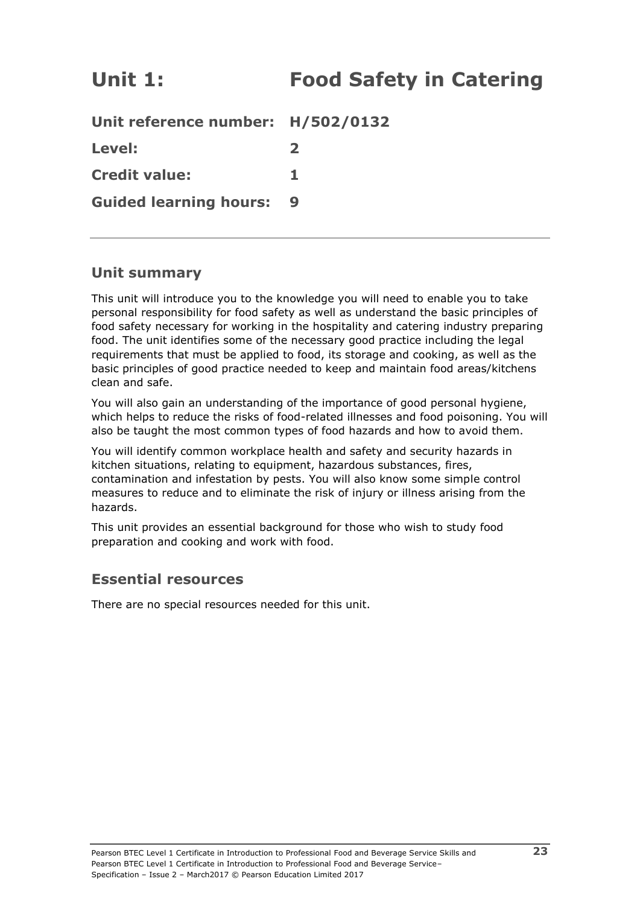# Unit 1: Food Safety in Catering

**Unit reference number:** **H/502/0132**

**Level:** **2**

**Credit value:** **1**

**Guided learning hours:** **9**

---

## Unit summary

This unit will introduce you to the knowledge you will need to enable you to take personal responsibility for food safety as well as understand the basic principles of food safety necessary for working in the hospitality and catering industry preparing food. The unit identifies some of the necessary good practice including the legal requirements that must be applied to food, its storage and cooking, as well as the basic principles of good practice needed to keep and maintain food areas/kitchens clean and safe.

You will also gain an understanding of the importance of good personal hygiene, which helps to reduce the risks of food-related illnesses and food poisoning. You will also be taught the most common types of food hazards and how to avoid them.

You will identify common workplace health and safety and security hazards in kitchen situations, relating to equipment, hazardous substances, fires, contamination and infestation by pests. You will also know some simple control measures to reduce and to eliminate the risk of injury or illness arising from the hazards.

This unit provides an essential background for those who wish to study food preparation and cooking and work with food.

## Essential resources

There are no special resources needed for this unit.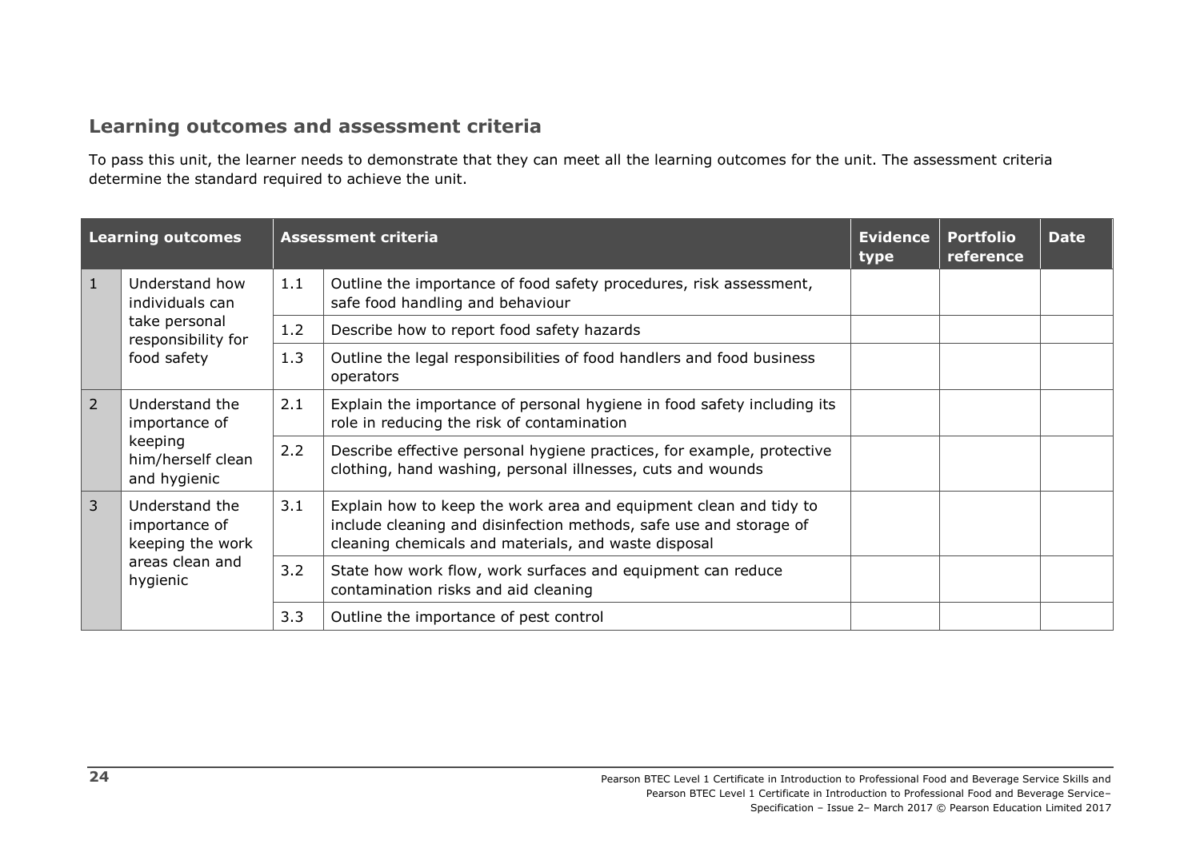## Learning outcomes and assessment criteria

To pass this unit, the learner needs to demonstrate that they can meet all the learning outcomes for the unit. The assessment criteria determine the standard required to achieve the unit.

| Learning outcomes | | Assessment criteria | | Evidence type | Portfolio reference | Date |
|---|---|---|---|---|---|---|
| 1 | Understand how individuals can take personal responsibility for food safety | 1.1 | Outline the importance of food safety procedures, risk assessment, safe food handling and behaviour | | | |
| | | 1.2 | Describe how to report food safety hazards | | | |
| | | 1.3 | Outline the legal responsibilities of food handlers and food business operators | | | |
| 2 | Understand the importance of keeping him/herself clean and hygienic | 2.1 | Explain the importance of personal hygiene in food safety including its role in reducing the risk of contamination | | | |
| | | 2.2 | Describe effective personal hygiene practices, for example, protective clothing, hand washing, personal illnesses, cuts and wounds | | | |
| 3 | Understand the importance of keeping the work areas clean and hygienic | 3.1 | Explain how to keep the work area and equipment clean and tidy to include cleaning and disinfection methods, safe use and storage of cleaning chemicals and materials, and waste disposal | | | |
| | | 3.2 | State how work flow, work surfaces and equipment can reduce contamination risks and aid cleaning | | | |
| | | 3.3 | Outline the importance of pest control | | | |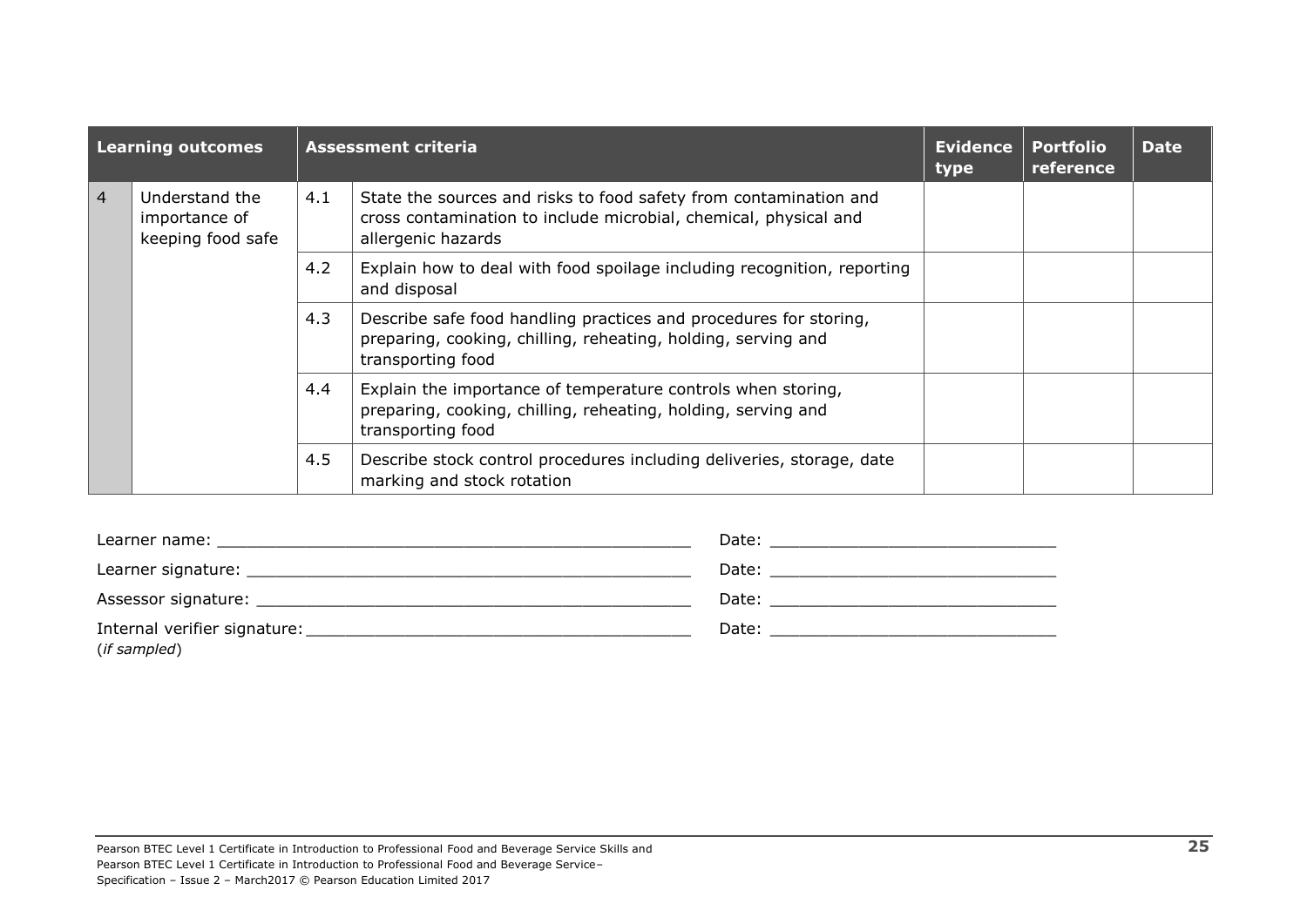| Learning outcomes | | Assessment criteria | | Evidence type | Portfolio reference | Date |
|---|---|---|---|---|---|---|
| 4 | Understand the importance of keeping food safe | 4.1 | State the sources and risks to food safety from contamination and cross contamination to include microbial, chemical, physical and allergenic hazards | | | |
| | | 4.2 | Explain how to deal with food spoilage including recognition, reporting and disposal | | | |
| | | 4.3 | Describe safe food handling practices and procedures for storing, preparing, cooking, chilling, reheating, holding, serving and transporting food | | | |
| | | 4.4 | Explain the importance of temperature controls when storing, preparing, cooking, chilling, reheating, holding, serving and transporting food | | | |
| | | 4.5 | Describe stock control procedures including deliveries, storage, date marking and stock rotation | | | |

Learner name: ______________________________ Date: ______________________

Learner signature: ______________________________ Date: ______________________

Assessor signature: ______________________________ Date: ______________________

Internal verifier signature: ______________________________ Date: ______________________
(*if sampled*)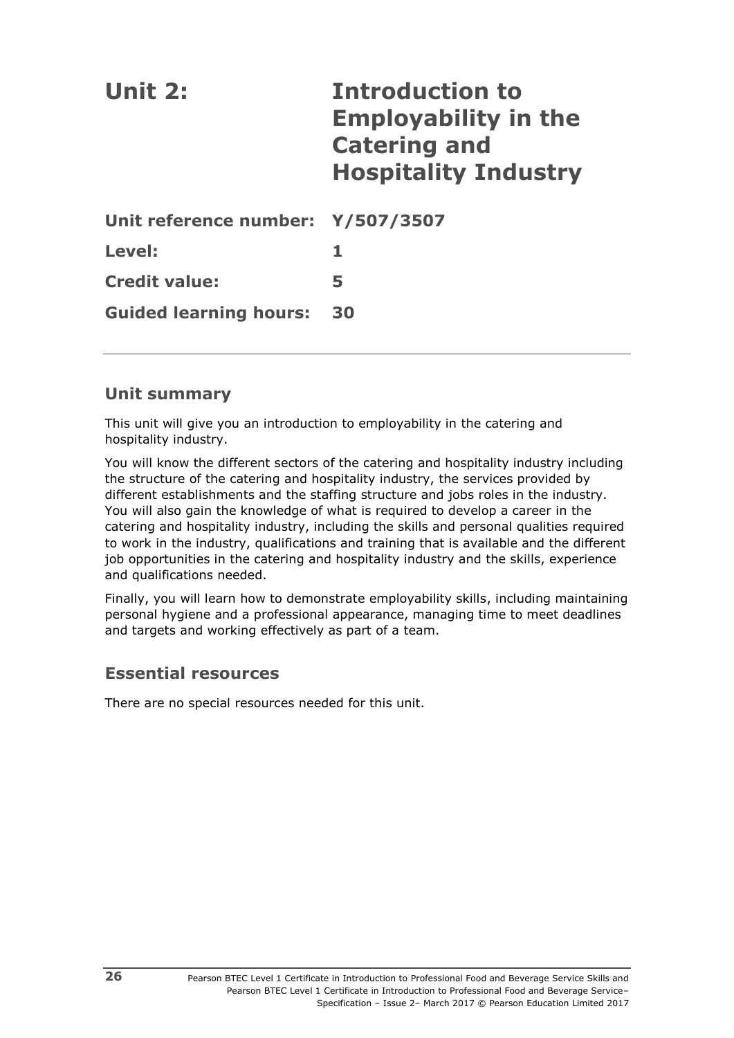# Unit 2: Introduction to Employability in the Catering and Hospitality Industry

**Unit reference number:** **Y/507/3507**

**Level:** **1**

**Credit value:** **5**

**Guided learning hours:** **30**

## Unit summary

This unit will give you an introduction to employability in the catering and hospitality industry.

You will know the different sectors of the catering and hospitality industry including the structure of the catering and hospitality industry, the services provided by different establishments and the staffing structure and jobs roles in the industry. You will also gain the knowledge of what is required to develop a career in the catering and hospitality industry, including the skills and personal qualities required to work in the industry, qualifications and training that is available and the different job opportunities in the catering and hospitality industry and the skills, experience and qualifications needed.

Finally, you will learn how to demonstrate employability skills, including maintaining personal hygiene and a professional appearance, managing time to meet deadlines and targets and working effectively as part of a team.

## Essential resources

There are no special resources needed for this unit.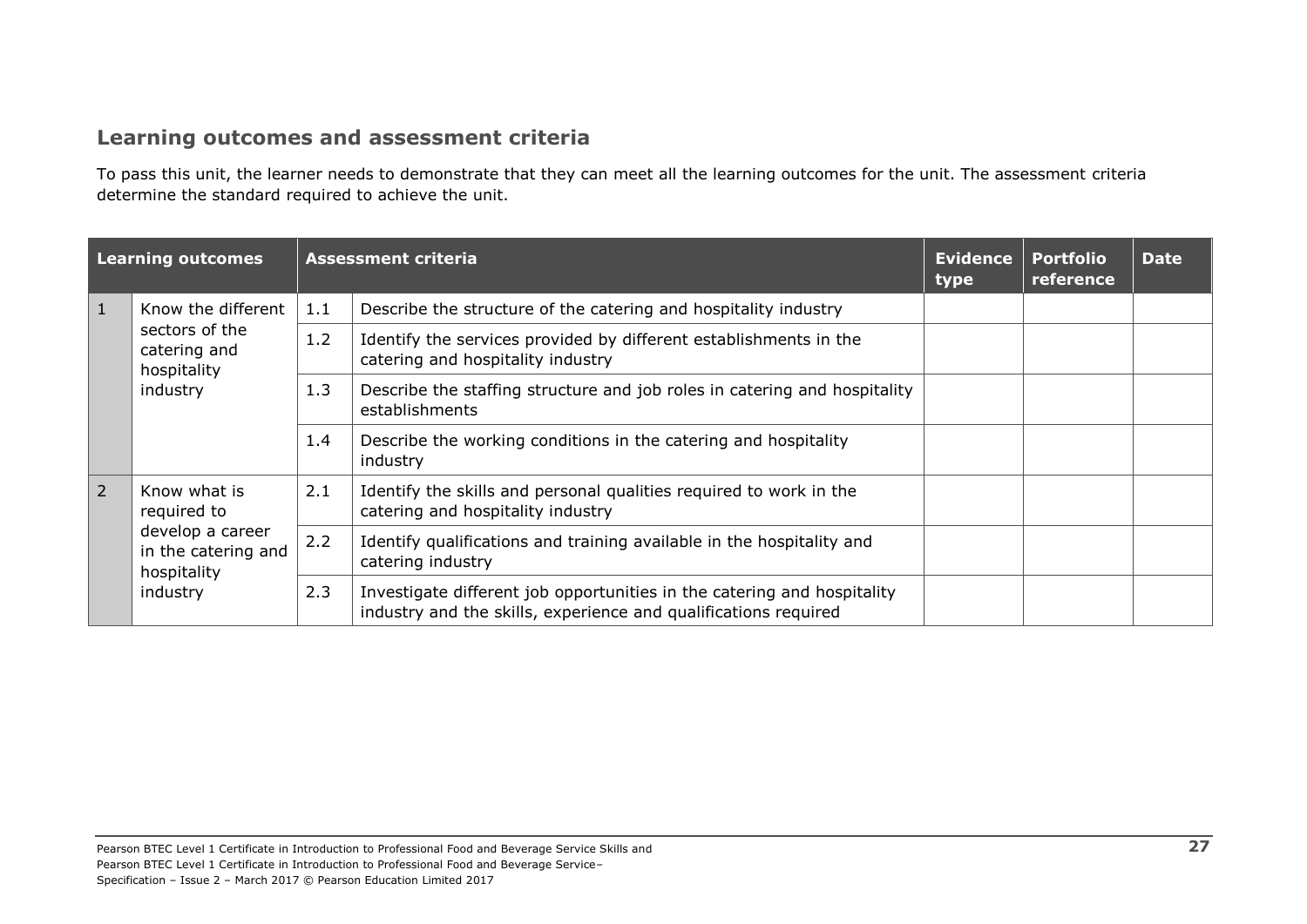## Learning outcomes and assessment criteria

To pass this unit, the learner needs to demonstrate that they can meet all the learning outcomes for the unit. The assessment criteria determine the standard required to achieve the unit.

| Learning outcomes | | Assessment criteria | | Evidence type | Portfolio reference | Date |
|---|---|---|---|---|---|---|
| 1 | Know the different sectors of the catering and hospitality industry | 1.1 | Describe the structure of the catering and hospitality industry | | | |
| | | 1.2 | Identify the services provided by different establishments in the catering and hospitality industry | | | |
| | | 1.3 | Describe the staffing structure and job roles in catering and hospitality establishments | | | |
| | | 1.4 | Describe the working conditions in the catering and hospitality industry | | | |
| 2 | Know what is required to develop a career in the catering and hospitality industry | 2.1 | Identify the skills and personal qualities required to work in the catering and hospitality industry | | | |
| | | 2.2 | Identify qualifications and training available in the hospitality and catering industry | | | |
| | | 2.3 | Investigate different job opportunities in the catering and hospitality industry and the skills, experience and qualifications required | | | |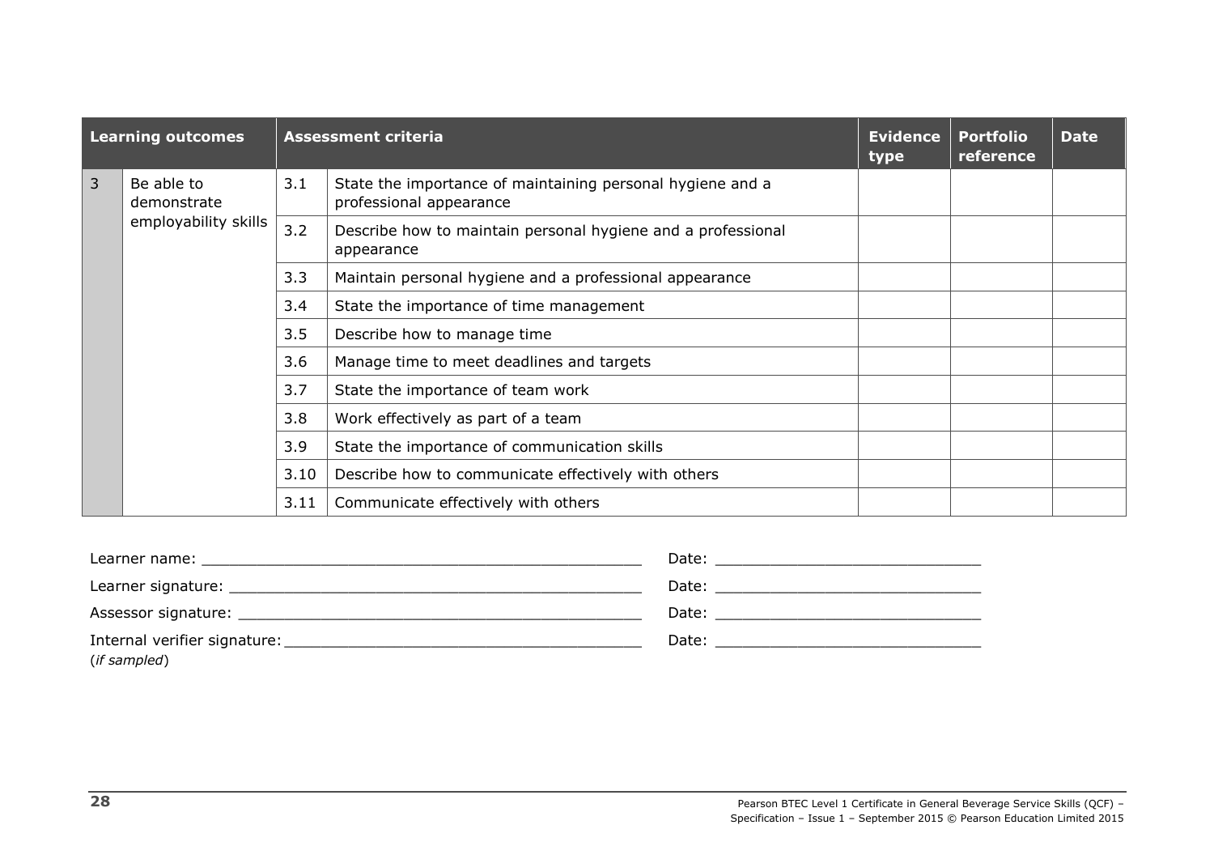| Learning outcomes | | Assessment criteria | | Evidence type | Portfolio reference | Date |
|---|---|---|---|---|---|---|
| 3 | Be able to demonstrate employability skills | 3.1 | State the importance of maintaining personal hygiene and a professional appearance | | | |
| | | 3.2 | Describe how to maintain personal hygiene and a professional appearance | | | |
| | | 3.3 | Maintain personal hygiene and a professional appearance | | | |
| | | 3.4 | State the importance of time management | | | |
| | | 3.5 | Describe how to manage time | | | |
| | | 3.6 | Manage time to meet deadlines and targets | | | |
| | | 3.7 | State the importance of team work | | | |
| | | 3.8 | Work effectively as part of a team | | | |
| | | 3.9 | State the importance of communication skills | | | |
| | | 3.10 | Describe how to communicate effectively with others | | | |
| | | 3.11 | Communicate effectively with others | | | |

Learner name: _______________________________________________ Date: ____________________________

Learner signature: ____________________________________________ Date: ____________________________

Assessor signature: ___________________________________________ Date: ____________________________

Internal verifier signature: _____________________________________ Date: ____________________________
(*if sampled*)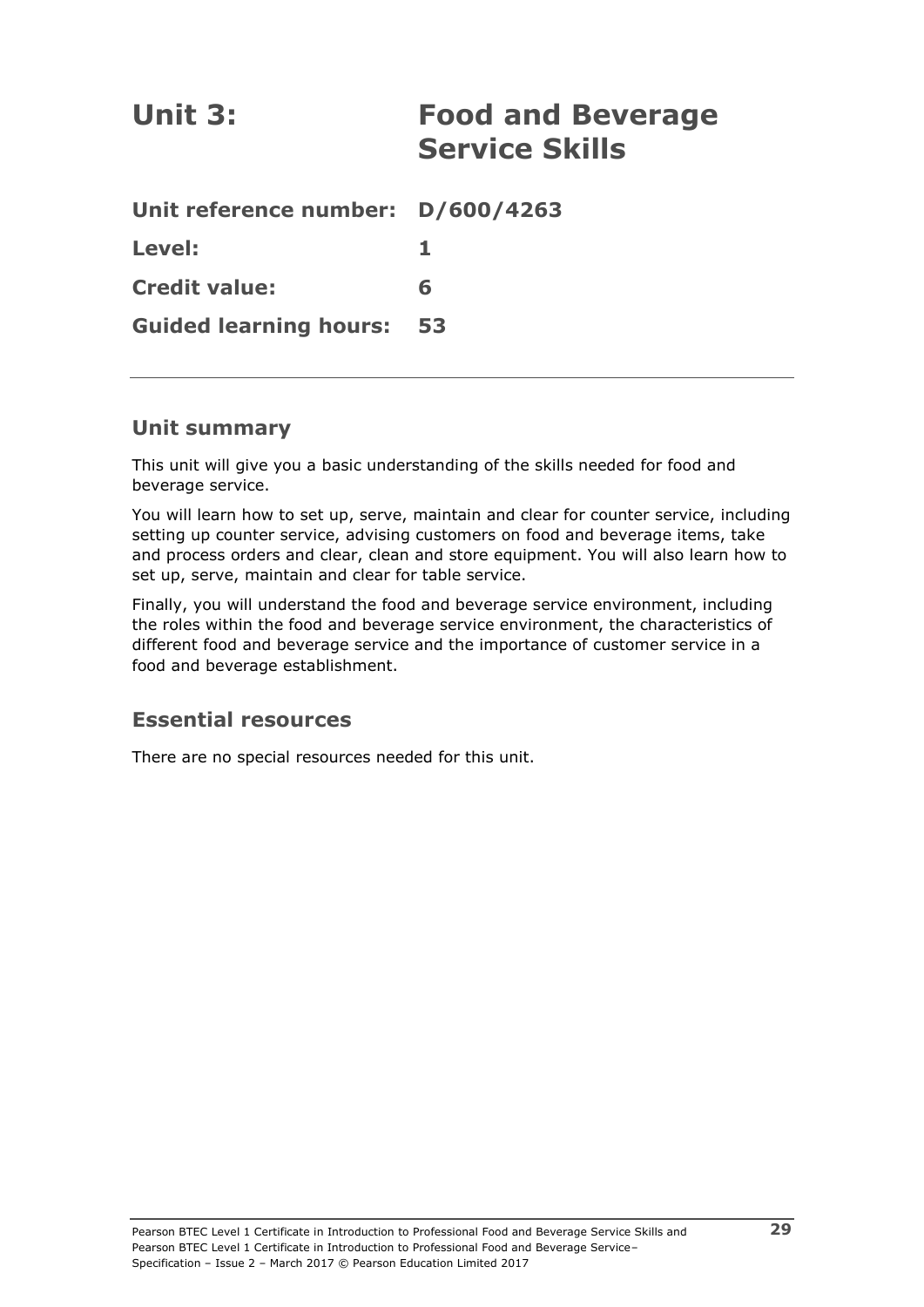# Unit 3: Food and Beverage Service Skills

**Unit reference number:** **D/600/4263**

**Level:** **1**

**Credit value:** **6**

**Guided learning hours:** **53**

---

## Unit summary

This unit will give you a basic understanding of the skills needed for food and beverage service.

You will learn how to set up, serve, maintain and clear for counter service, including setting up counter service, advising customers on food and beverage items, take and process orders and clear, clean and store equipment. You will also learn how to set up, serve, maintain and clear for table service.

Finally, you will understand the food and beverage service environment, including the roles within the food and beverage service environment, the characteristics of different food and beverage service and the importance of customer service in a food and beverage establishment.

## Essential resources

There are no special resources needed for this unit.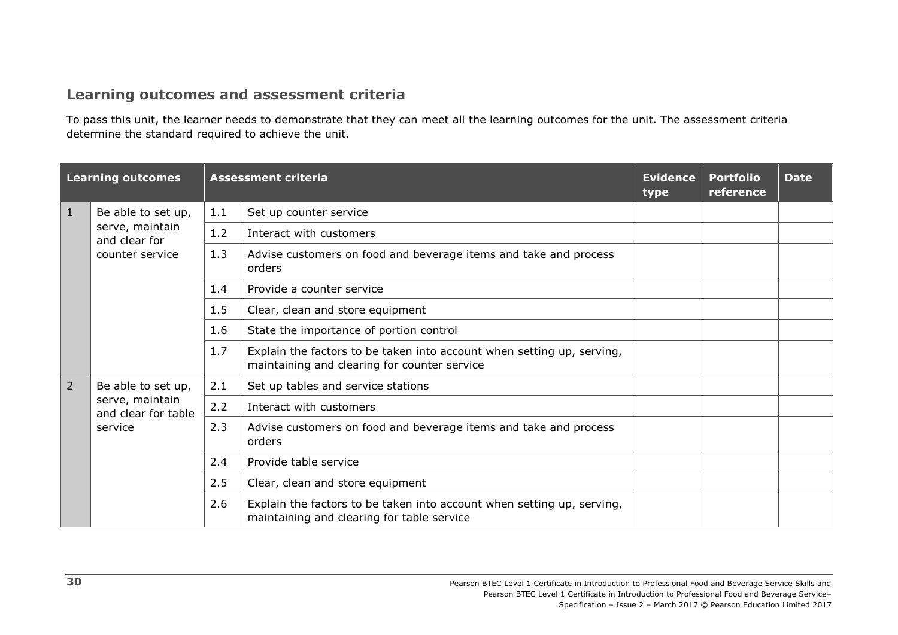## Learning outcomes and assessment criteria

To pass this unit, the learner needs to demonstrate that they can meet all the learning outcomes for the unit. The assessment criteria determine the standard required to achieve the unit.

| Learning outcomes | | Assessment criteria | | Evidence type | Portfolio reference | Date |
|---|---|---|---|---|---|---|
| 1 | Be able to set up, serve, maintain and clear for counter service | 1.1 | Set up counter service | | | |
| | | 1.2 | Interact with customers | | | |
| | | 1.3 | Advise customers on food and beverage items and take and process orders | | | |
| | | 1.4 | Provide a counter service | | | |
| | | 1.5 | Clear, clean and store equipment | | | |
| | | 1.6 | State the importance of portion control | | | |
| | | 1.7 | Explain the factors to be taken into account when setting up, serving, maintaining and clearing for counter service | | | |
| 2 | Be able to set up, serve, maintain and clear for table service | 2.1 | Set up tables and service stations | | | |
| | | 2.2 | Interact with customers | | | |
| | | 2.3 | Advise customers on food and beverage items and take and process orders | | | |
| | | 2.4 | Provide table service | | | |
| | | 2.5 | Clear, clean and store equipment | | | |
| | | 2.6 | Explain the factors to be taken into account when setting up, serving, maintaining and clearing for table service | | | |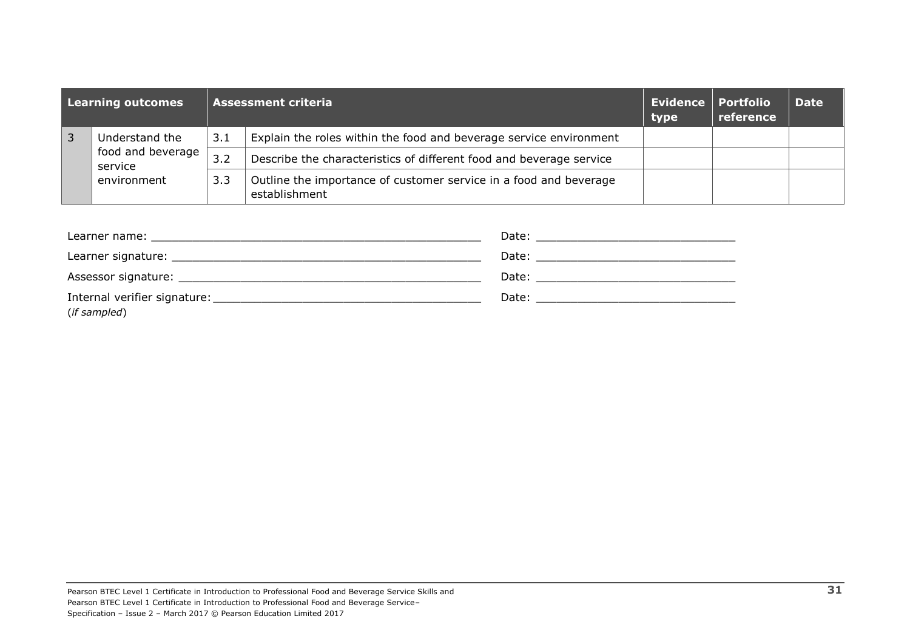| Learning outcomes | | Assessment criteria | | Evidence type | Portfolio reference | Date |
|---|---|---|---|---|---|---|
| 3 | Understand the food and beverage service environment | 3.1 | Explain the roles within the food and beverage service environment | | | |
| | | 3.2 | Describe the characteristics of different food and beverage service | | | |
| | | 3.3 | Outline the importance of customer service in a food and beverage establishment | | | |

Learner name: ______________________________________________ Date: __________________________

Learner signature: ___________________________________________ Date: __________________________

Assessor signature: __________________________________________ Date: __________________________

Internal verifier signature: _____________________________________ Date: __________________________
(*if sampled*)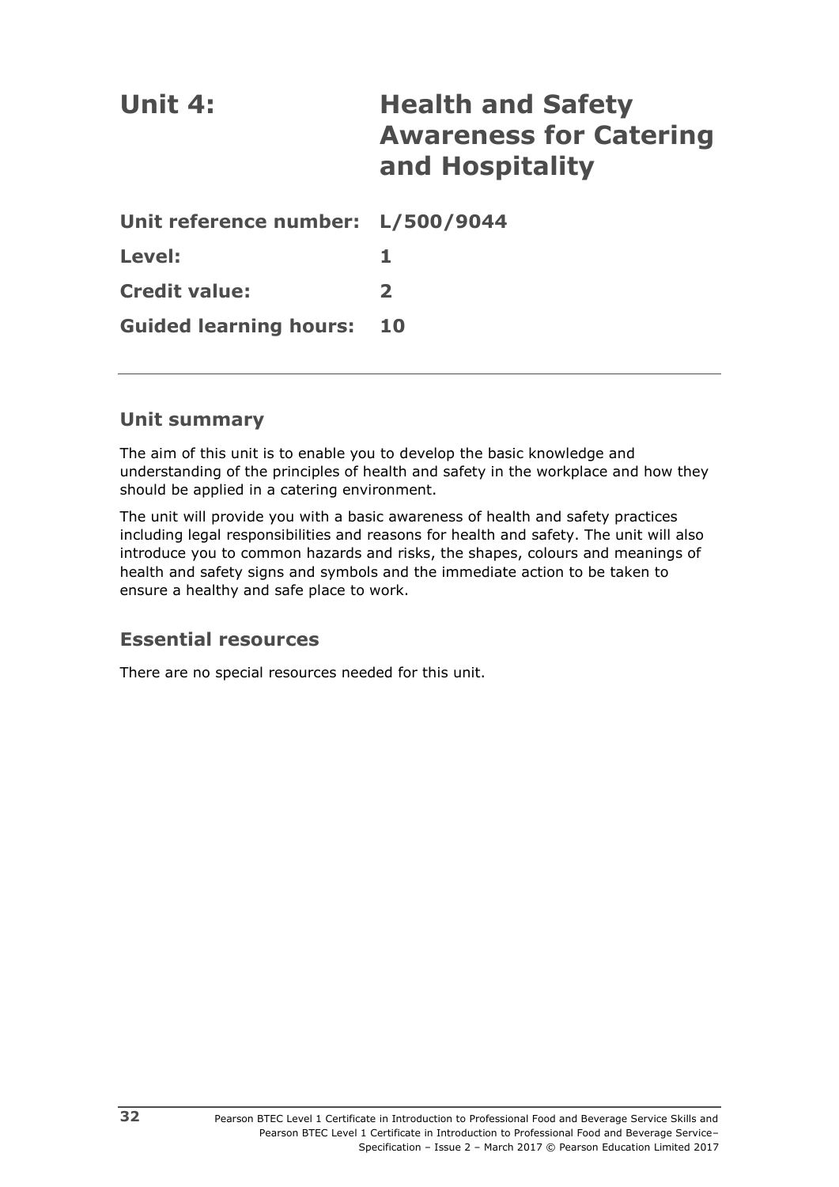# Unit 4: Health and Safety Awareness for Catering and Hospitality

**Unit reference number:** L/500/9044

**Level:** 1

**Credit value:** 2

**Guided learning hours:** 10

## Unit summary

The aim of this unit is to enable you to develop the basic knowledge and understanding of the principles of health and safety in the workplace and how they should be applied in a catering environment.

The unit will provide you with a basic awareness of health and safety practices including legal responsibilities and reasons for health and safety. The unit will also introduce you to common hazards and risks, the shapes, colours and meanings of health and safety signs and symbols and the immediate action to be taken to ensure a healthy and safe place to work.

## Essential resources

There are no special resources needed for this unit.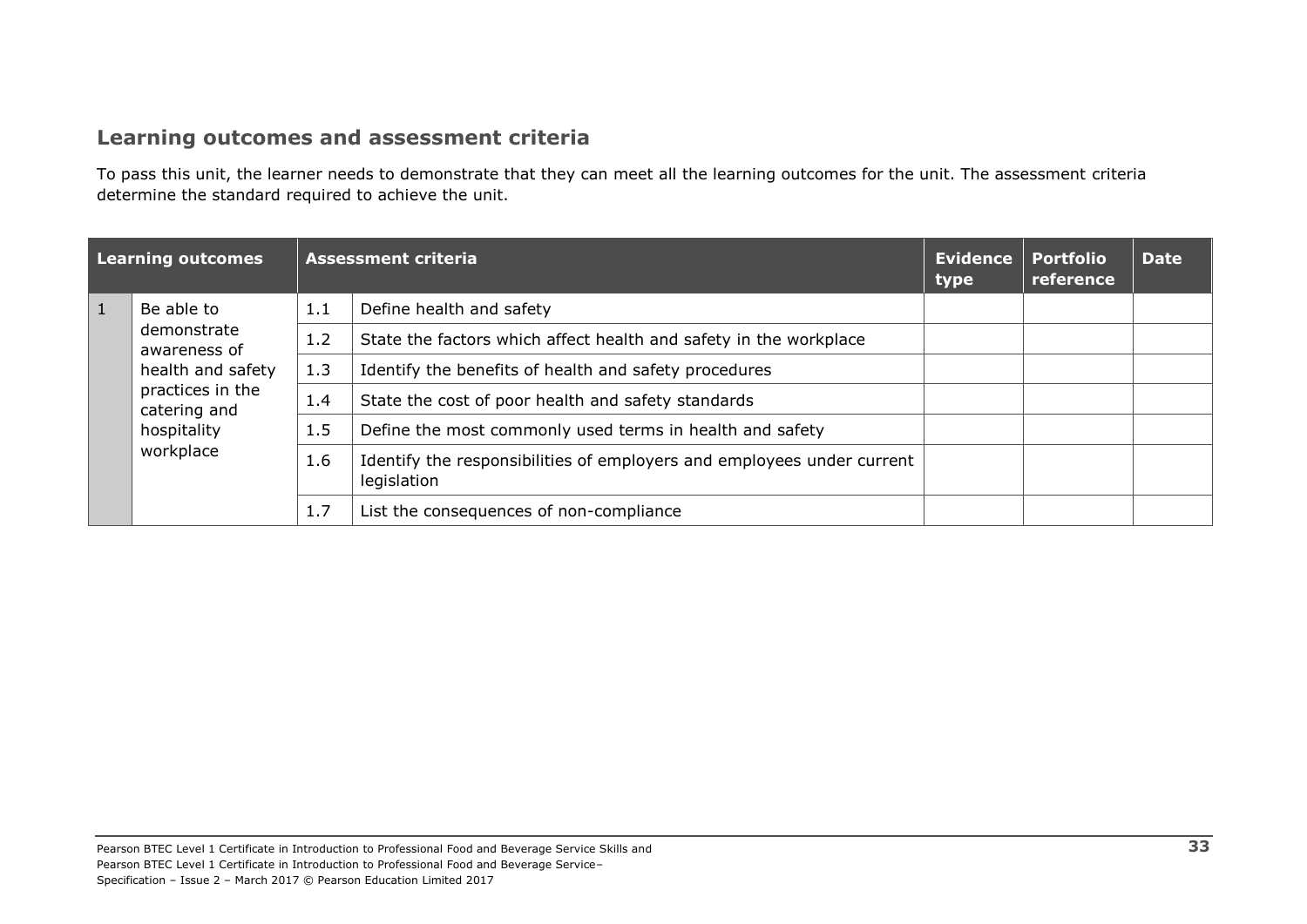## Learning outcomes and assessment criteria

To pass this unit, the learner needs to demonstrate that they can meet all the learning outcomes for the unit. The assessment criteria determine the standard required to achieve the unit.

| Learning outcomes | | Assessment criteria | | Evidence type | Portfolio reference | Date |
|---|---|---|---|---|---|---|
| 1 | Be able to demonstrate awareness of health and safety practices in the catering and hospitality workplace | 1.1 | Define health and safety | | | |
| | | 1.2 | State the factors which affect health and safety in the workplace | | | |
| | | 1.3 | Identify the benefits of health and safety procedures | | | |
| | | 1.4 | State the cost of poor health and safety standards | | | |
| | | 1.5 | Define the most commonly used terms in health and safety | | | |
| | | 1.6 | Identify the responsibilities of employers and employees under current legislation | | | |
| | | 1.7 | List the consequences of non-compliance | | | |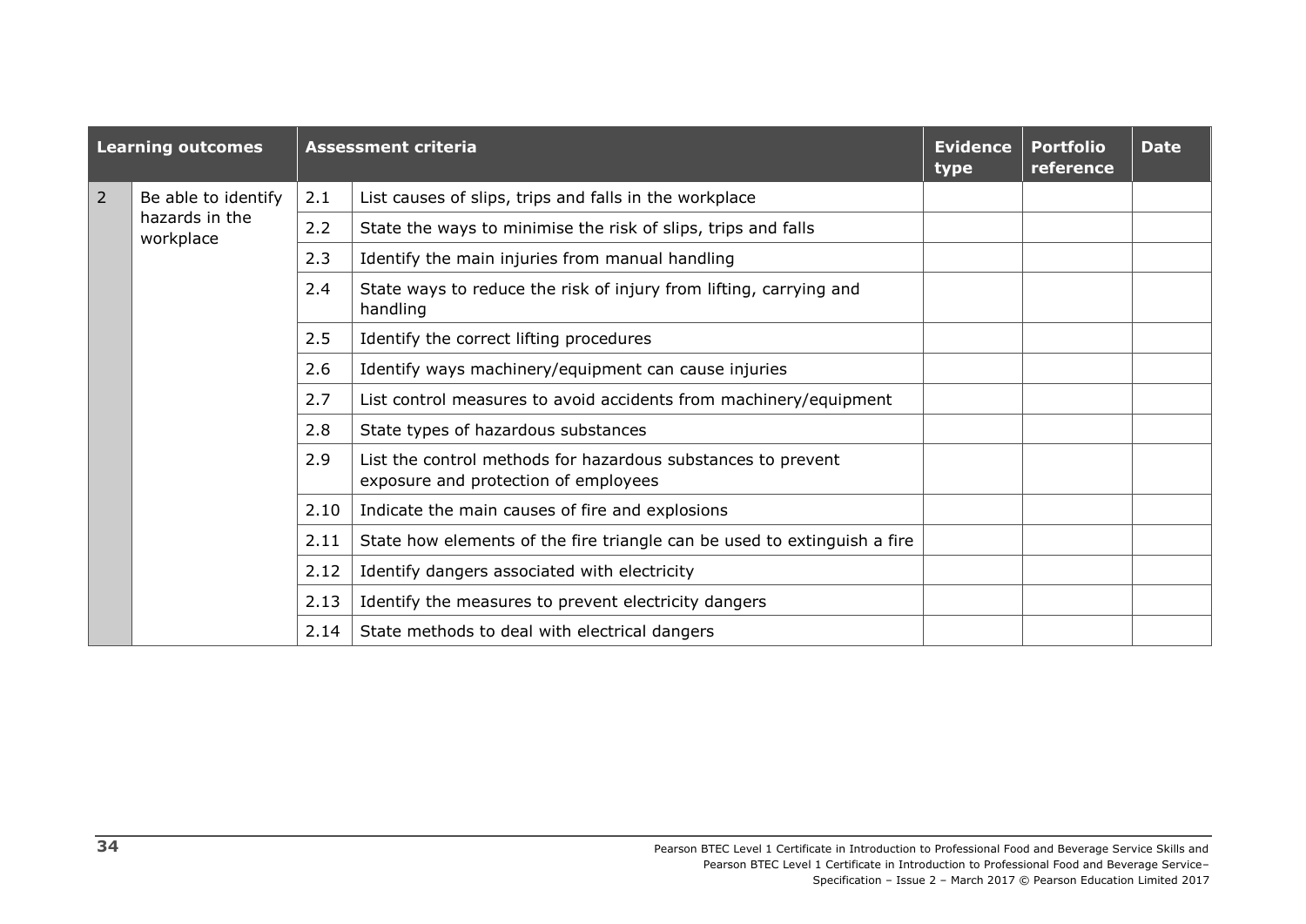| Learning outcomes | | Assessment criteria | | Evidence type | Portfolio reference | Date |
|---|---|---|---|---|---|---|
| 2 | Be able to identify hazards in the workplace | 2.1 | List causes of slips, trips and falls in the workplace | | | |
| | | 2.2 | State the ways to minimise the risk of slips, trips and falls | | | |
| | | 2.3 | Identify the main injuries from manual handling | | | |
| | | 2.4 | State ways to reduce the risk of injury from lifting, carrying and handling | | | |
| | | 2.5 | Identify the correct lifting procedures | | | |
| | | 2.6 | Identify ways machinery/equipment can cause injuries | | | |
| | | 2.7 | List control measures to avoid accidents from machinery/equipment | | | |
| | | 2.8 | State types of hazardous substances | | | |
| | | 2.9 | List the control methods for hazardous substances to prevent exposure and protection of employees | | | |
| | | 2.10 | Indicate the main causes of fire and explosions | | | |
| | | 2.11 | State how elements of the fire triangle can be used to extinguish a fire | | | |
| | | 2.12 | Identify dangers associated with electricity | | | |
| | | 2.13 | Identify the measures to prevent electricity dangers | | | |
| | | 2.14 | State methods to deal with electrical dangers | | | |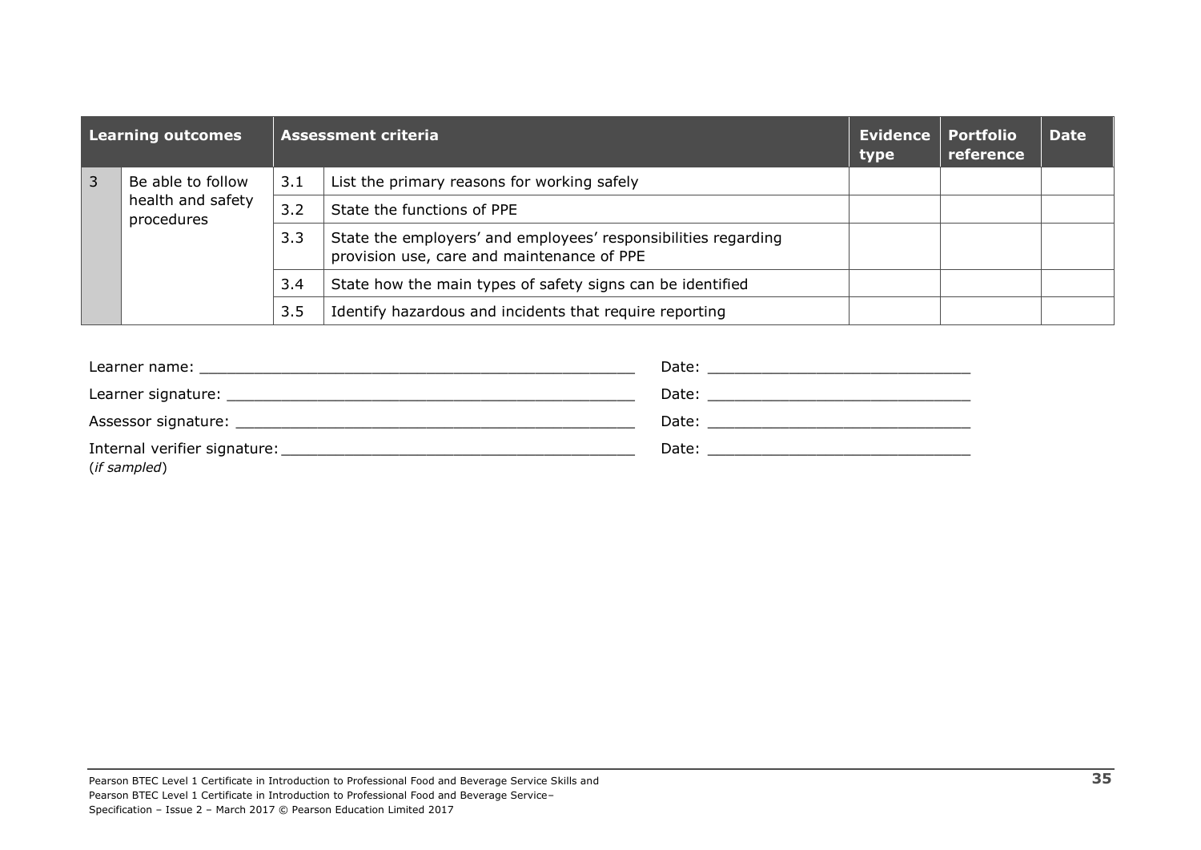| Learning outcomes | | Assessment criteria | | Evidence type | Portfolio reference | Date |
|---|---|---|---|---|---|---|
| 3 | Be able to follow health and safety procedures | 3.1 | List the primary reasons for working safely | | | |
| | | 3.2 | State the functions of PPE | | | |
| | | 3.3 | State the employers' and employees' responsibilities regarding provision use, care and maintenance of PPE | | | |
| | | 3.4 | State how the main types of safety signs can be identified | | | |
| | | 3.5 | Identify hazardous and incidents that require reporting | | | |

Learner name: _______________________________________________ Date: ____________________________

Learner signature: ____________________________________________ Date: ____________________________

Assessor signature: ___________________________________________ Date: ____________________________

Internal verifier signature: _____________________________________ Date: ____________________________
(*if sampled*)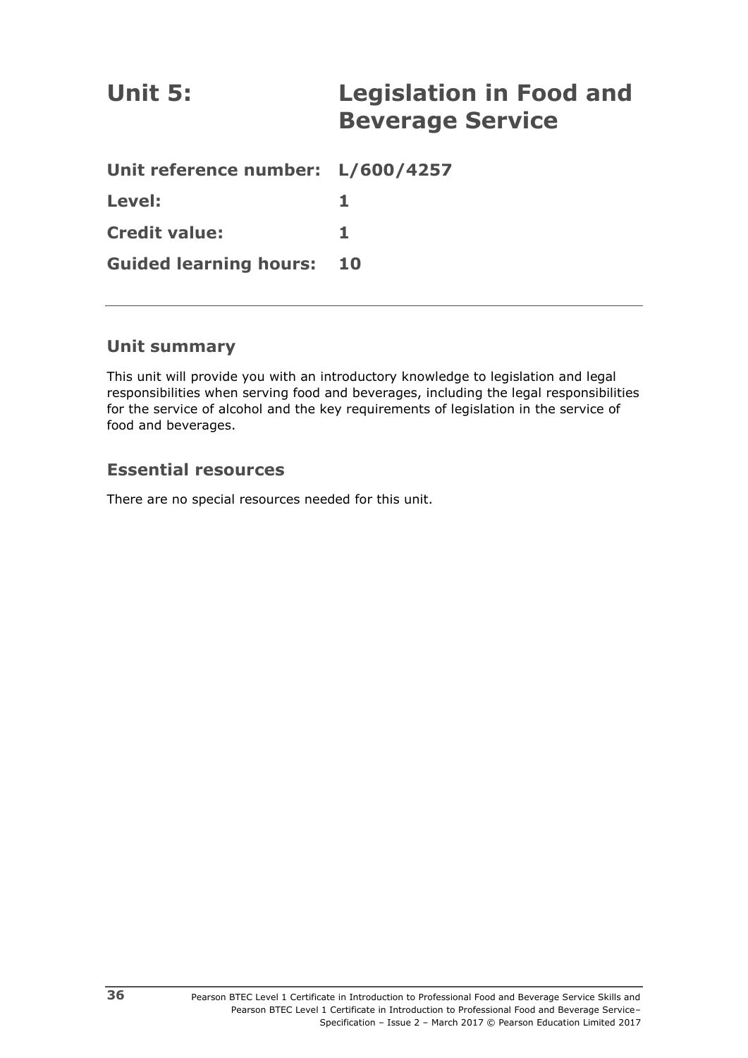# Unit 5: Legislation in Food and Beverage Service

**Unit reference number: L/600/4257**

**Level: 1**

**Credit value: 1**

**Guided learning hours: 10**

---

## Unit summary

This unit will provide you with an introductory knowledge to legislation and legal responsibilities when serving food and beverages, including the legal responsibilities for the service of alcohol and the key requirements of legislation in the service of food and beverages.

## Essential resources

There are no special resources needed for this unit.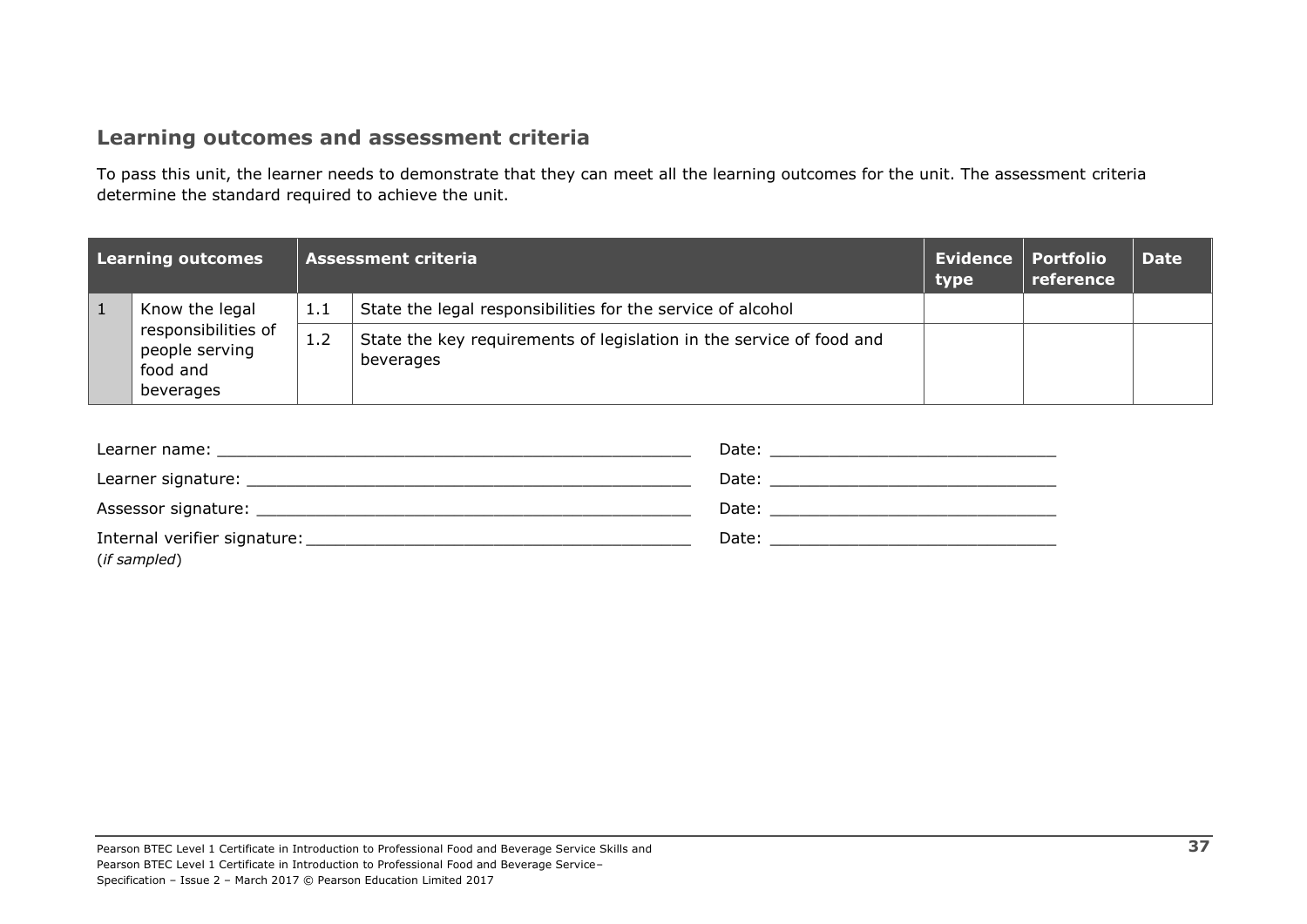## Learning outcomes and assessment criteria

To pass this unit, the learner needs to demonstrate that they can meet all the learning outcomes for the unit. The assessment criteria determine the standard required to achieve the unit.

| Learning outcomes | | Assessment criteria | | Evidence type | Portfolio reference | Date |
|---|---|---|---|---|---|---|
| 1 | Know the legal responsibilities of people serving food and beverages | 1.1 | State the legal responsibilities for the service of alcohol | | | |
| | | 1.2 | State the key requirements of legislation in the service of food and beverages | | | |

Learner name: _______________________________________________ Date: ____________________________

Learner signature: ____________________________________________ Date: ____________________________

Assessor signature: ___________________________________________ Date: ____________________________

Internal verifier signature: _____________________________________ Date: ____________________________
(*if sampled*)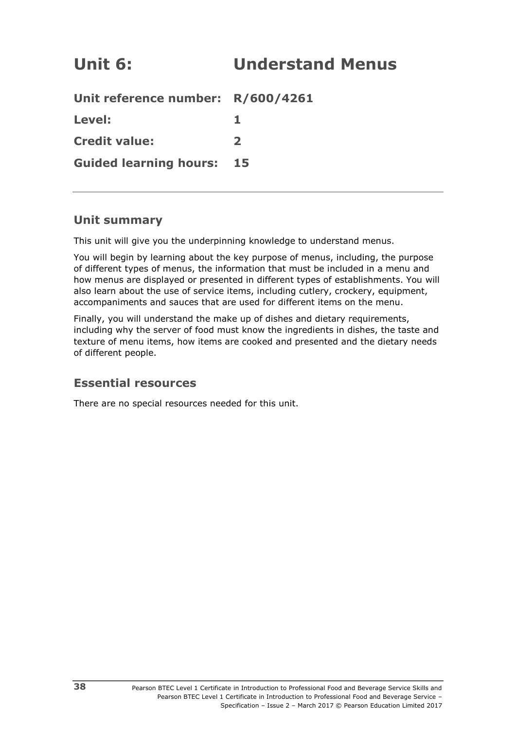# Unit 6: Understand Menus

**Unit reference number:** **R/600/4261**

**Level:** **1**

**Credit value:** **2**

**Guided learning hours:** **15**

---

## Unit summary

This unit will give you the underpinning knowledge to understand menus.

You will begin by learning about the key purpose of menus, including, the purpose of different types of menus, the information that must be included in a menu and how menus are displayed or presented in different types of establishments. You will also learn about the use of service items, including cutlery, crockery, equipment, accompaniments and sauces that are used for different items on the menu.

Finally, you will understand the make up of dishes and dietary requirements, including why the server of food must know the ingredients in dishes, the taste and texture of menu items, how items are cooked and presented and the dietary needs of different people.

## Essential resources

There are no special resources needed for this unit.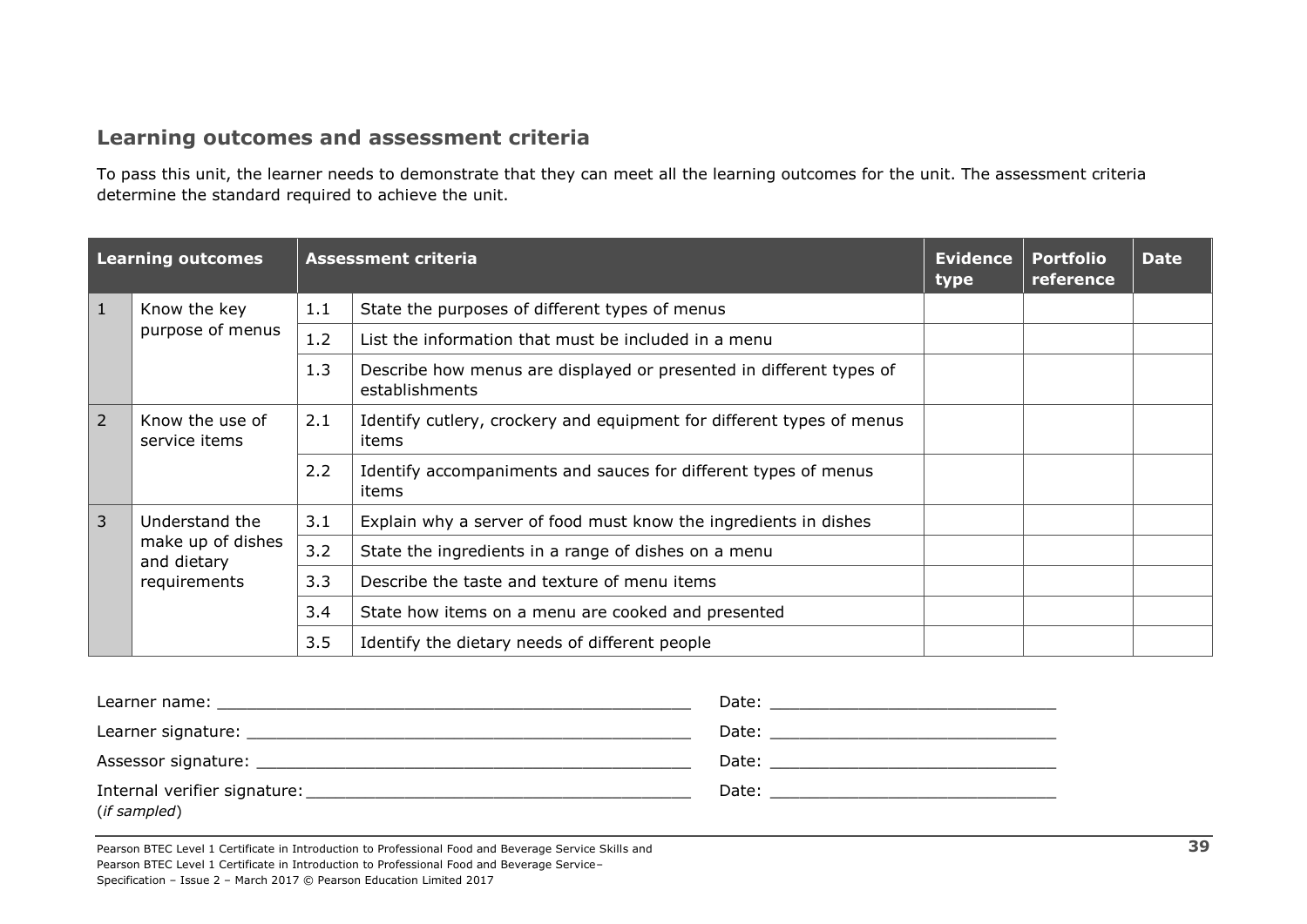## Learning outcomes and assessment criteria

To pass this unit, the learner needs to demonstrate that they can meet all the learning outcomes for the unit. The assessment criteria determine the standard required to achieve the unit.

| **Learning outcomes** | | **Assessment criteria** | | **Evidence type** | **Portfolio reference** | **Date** |
|---|---|---|---|---|---|---|
| 1 | Know the key purpose of menus | 1.1 | State the purposes of different types of menus | | | |
| | | 1.2 | List the information that must be included in a menu | | | |
| | | 1.3 | Describe how menus are displayed or presented in different types of establishments | | | |
| 2 | Know the use of service items | 2.1 | Identify cutlery, crockery and equipment for different types of menus items | | | |
| | | 2.2 | Identify accompaniments and sauces for different types of menus items | | | |
| 3 | Understand the make up of dishes and dietary requirements | 3.1 | Explain why a server of food must know the ingredients in dishes | | | |
| | | 3.2 | State the ingredients in a range of dishes on a menu | | | |
| | | 3.3 | Describe the taste and texture of menu items | | | |
| | | 3.4 | State how items on a menu are cooked and presented | | | |
| | | 3.5 | Identify the dietary needs of different people | | | |

Learner name: _______________________________________________ Date: ____________________________

Learner signature: ____________________________________________ Date: ____________________________

Assessor signature: ___________________________________________ Date: ____________________________

Internal verifier signature: ______________________________________ Date: ____________________________
(*if sampled*)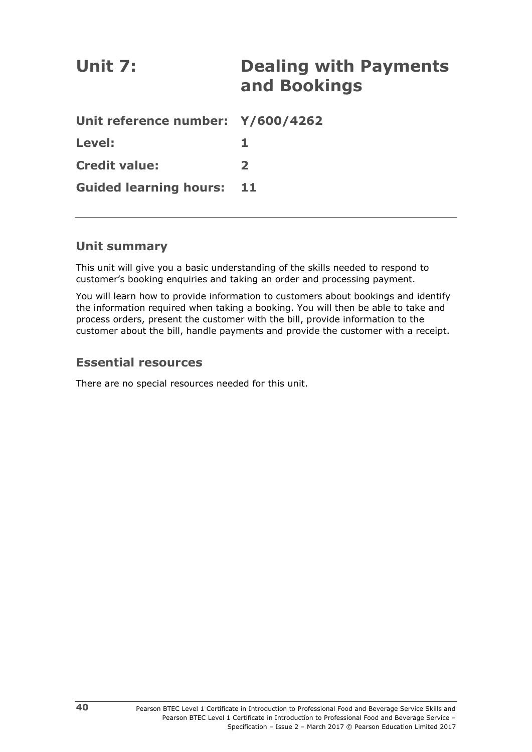# Unit 7: Dealing with Payments and Bookings

**Unit reference number: Y/600/4262**

**Level: 1**

**Credit value: 2**

**Guided learning hours: 11**

---

## Unit summary

This unit will give you a basic understanding of the skills needed to respond to customer's booking enquiries and taking an order and processing payment.

You will learn how to provide information to customers about bookings and identify the information required when taking a booking. You will then be able to take and process orders, present the customer with the bill, provide information to the customer about the bill, handle payments and provide the customer with a receipt.

## Essential resources

There are no special resources needed for this unit.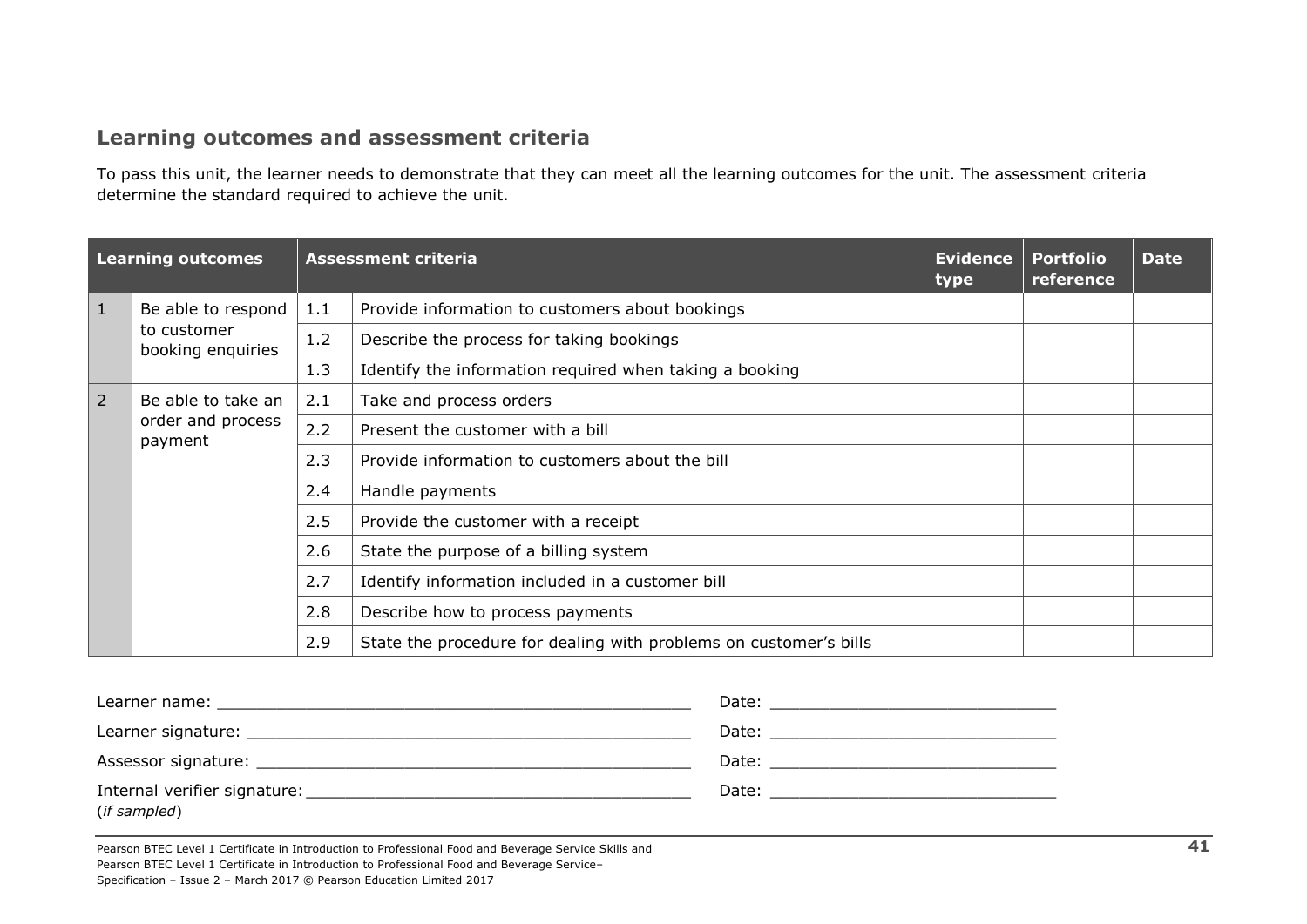## Learning outcomes and assessment criteria

To pass this unit, the learner needs to demonstrate that they can meet all the learning outcomes for the unit. The assessment criteria determine the standard required to achieve the unit.

| Learning outcomes | | Assessment criteria | | Evidence type | Portfolio reference | Date |
|---|---|---|---|---|---|---|
| 1 | Be able to respond to customer booking enquiries | 1.1 | Provide information to customers about bookings | | | |
| | | 1.2 | Describe the process for taking bookings | | | |
| | | 1.3 | Identify the information required when taking a booking | | | |
| 2 | Be able to take an order and process payment | 2.1 | Take and process orders | | | |
| | | 2.2 | Present the customer with a bill | | | |
| | | 2.3 | Provide information to customers about the bill | | | |
| | | 2.4 | Handle payments | | | |
| | | 2.5 | Provide the customer with a receipt | | | |
| | | 2.6 | State the purpose of a billing system | | | |
| | | 2.7 | Identify information included in a customer bill | | | |
| | | 2.8 | Describe how to process payments | | | |
| | | 2.9 | State the procedure for dealing with problems on customer's bills | | | |

Learner name: ______________________________ Date: ____________________

Learner signature: ______________________________ Date: ____________________

Assessor signature: ______________________________ Date: ____________________

Internal verifier signature: ______________________________ Date: ____________________
(*if sampled*)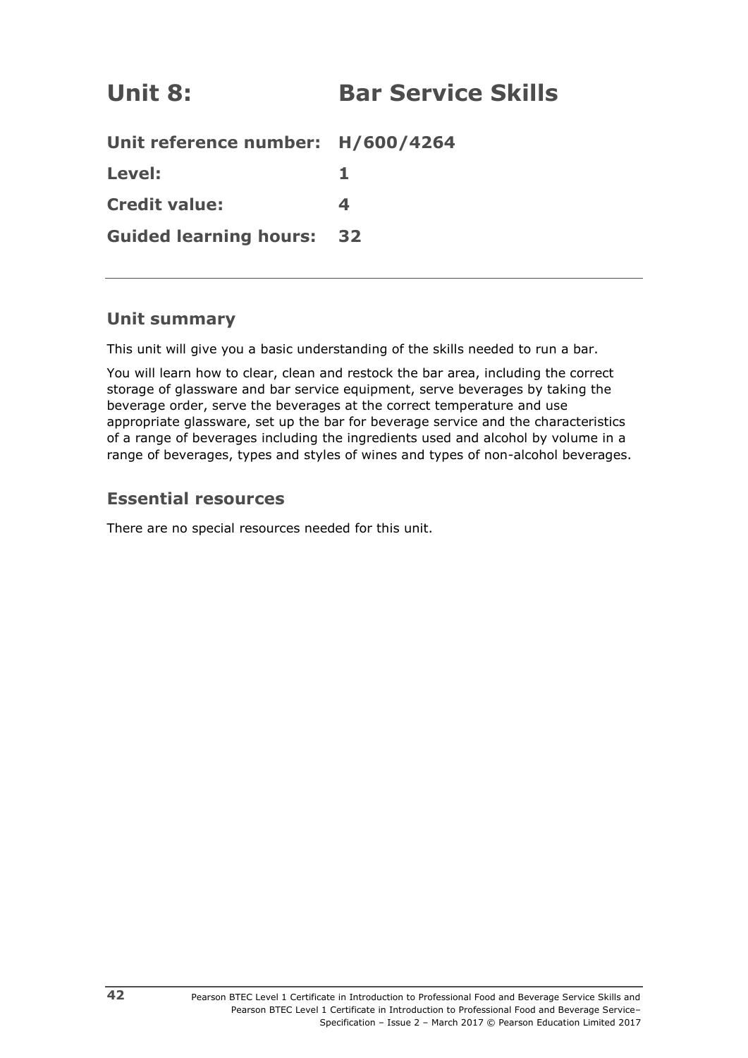# Unit 8: Bar Service Skills

**Unit reference number:** **H/600/4264**

**Level:** **1**

**Credit value:** **4**

**Guided learning hours:** **32**

---

## Unit summary

This unit will give you a basic understanding of the skills needed to run a bar.

You will learn how to clear, clean and restock the bar area, including the correct storage of glassware and bar service equipment, serve beverages by taking the beverage order, serve the beverages at the correct temperature and use appropriate glassware, set up the bar for beverage service and the characteristics of a range of beverages including the ingredients used and alcohol by volume in a range of beverages, types and styles of wines and types of non-alcohol beverages.

## Essential resources

There are no special resources needed for this unit.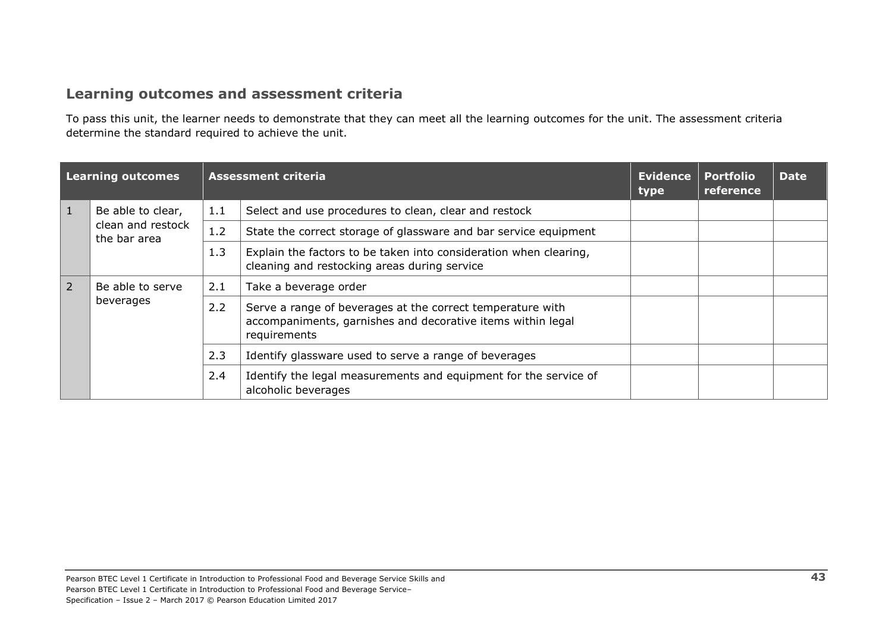## Learning outcomes and assessment criteria

To pass this unit, the learner needs to demonstrate that they can meet all the learning outcomes for the unit. The assessment criteria determine the standard required to achieve the unit.

| Learning outcomes | | Assessment criteria | | Evidence type | Portfolio reference | Date |
|---|---|---|---|---|---|---|
| 1 | Be able to clear, clean and restock the bar area | 1.1 | Select and use procedures to clean, clear and restock | | | |
| | | 1.2 | State the correct storage of glassware and bar service equipment | | | |
| | | 1.3 | Explain the factors to be taken into consideration when clearing, cleaning and restocking areas during service | | | |
| 2 | Be able to serve beverages | 2.1 | Take a beverage order | | | |
| | | 2.2 | Serve a range of beverages at the correct temperature with accompaniments, garnishes and decorative items within legal requirements | | | |
| | | 2.3 | Identify glassware used to serve a range of beverages | | | |
| | | 2.4 | Identify the legal measurements and equipment for the service of alcoholic beverages | | | |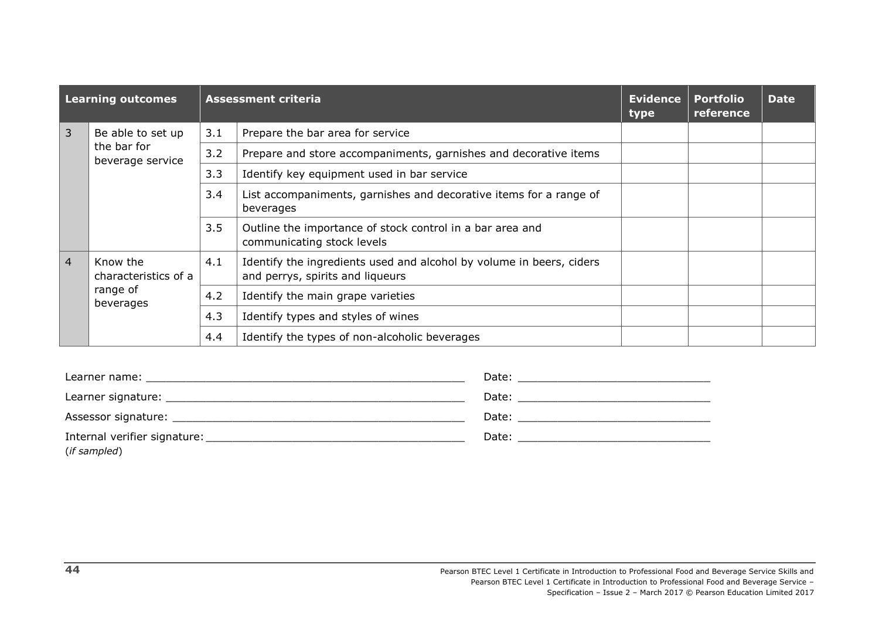| Learning outcomes | | Assessment criteria | | Evidence type | Portfolio reference | Date |
|---|---|---|---|---|---|---|
| 3 | Be able to set up the bar for beverage service | 3.1 | Prepare the bar area for service | | | |
| | | 3.2 | Prepare and store accompaniments, garnishes and decorative items | | | |
| | | 3.3 | Identify key equipment used in bar service | | | |
| | | 3.4 | List accompaniments, garnishes and decorative items for a range of beverages | | | |
| | | 3.5 | Outline the importance of stock control in a bar area and communicating stock levels | | | |
| 4 | Know the characteristics of a range of beverages | 4.1 | Identify the ingredients used and alcohol by volume in beers, ciders and perrys, spirits and liqueurs | | | |
| | | 4.2 | Identify the main grape varieties | | | |
| | | 4.3 | Identify types and styles of wines | | | |
| | | 4.4 | Identify the types of non-alcoholic beverages | | | |

Learner name: _______________________________________________ Date: ____________________________

Learner signature: ____________________________________________ Date: ____________________________

Assessor signature: ___________________________________________ Date: ____________________________

Internal verifier signature: _____________________________________ Date: ____________________________
(*if sampled*)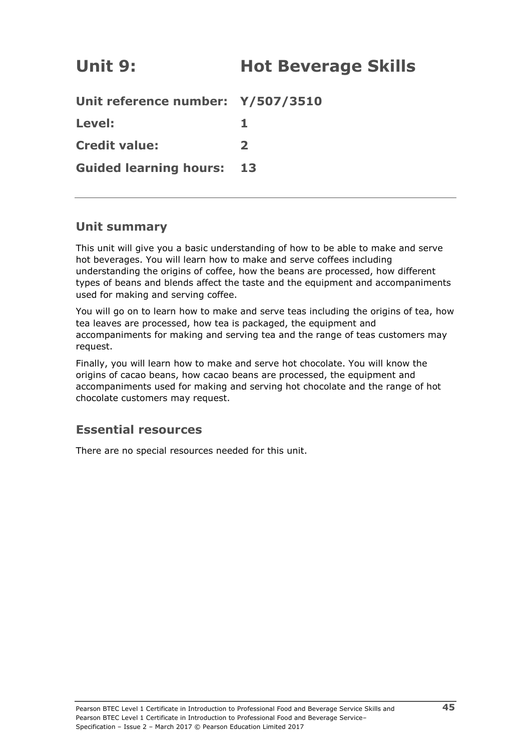# Unit 9: Hot Beverage Skills

**Unit reference number: Y/507/3510**

**Level: 1**

**Credit value: 2**

**Guided learning hours: 13**

---

## Unit summary

This unit will give you a basic understanding of how to be able to make and serve hot beverages. You will learn how to make and serve coffees including understanding the origins of coffee, how the beans are processed, how different types of beans and blends affect the taste and the equipment and accompaniments used for making and serving coffee.

You will go on to learn how to make and serve teas including the origins of tea, how tea leaves are processed, how tea is packaged, the equipment and accompaniments for making and serving tea and the range of teas customers may request.

Finally, you will learn how to make and serve hot chocolate. You will know the origins of cacao beans, how cacao beans are processed, the equipment and accompaniments used for making and serving hot chocolate and the range of hot chocolate customers may request.

## Essential resources

There are no special resources needed for this unit.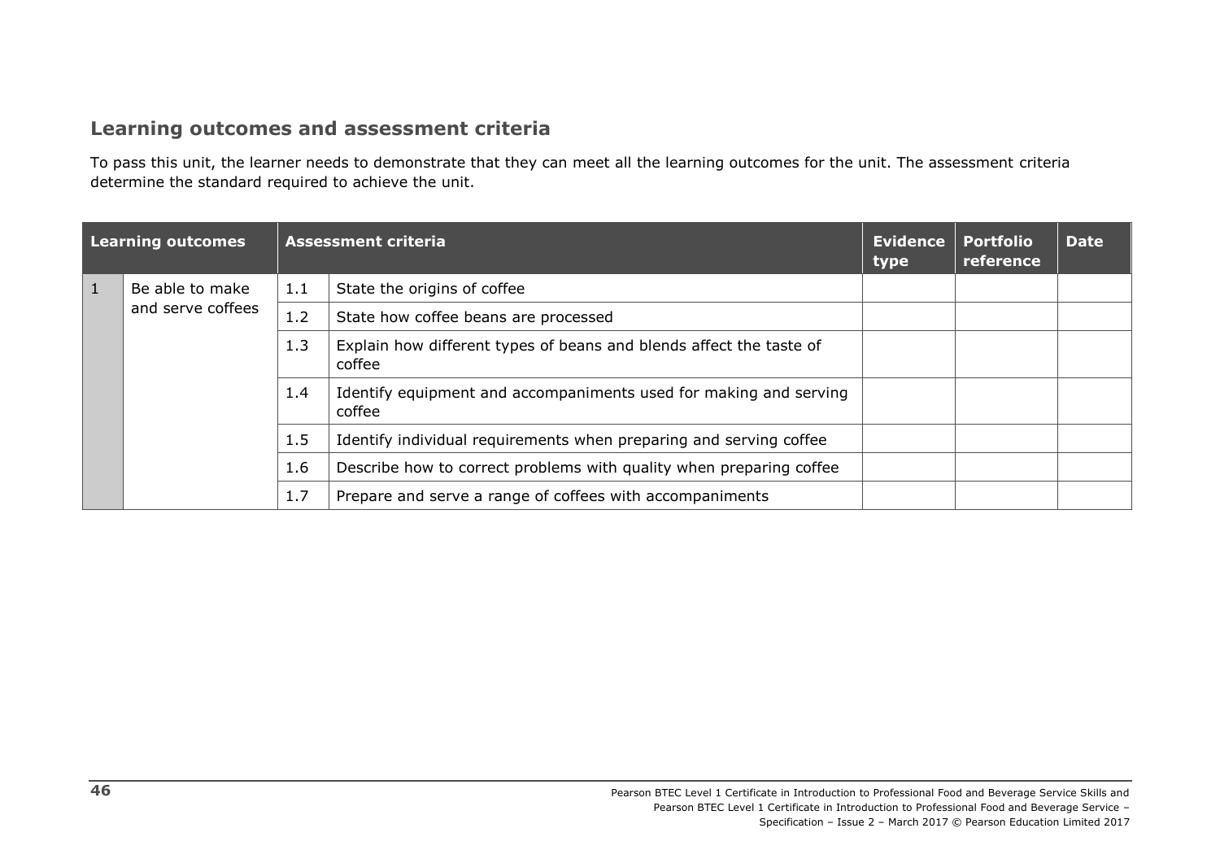## Learning outcomes and assessment criteria

To pass this unit, the learner needs to demonstrate that they can meet all the learning outcomes for the unit. The assessment criteria determine the standard required to achieve the unit.

| Learning outcomes | | Assessment criteria | | Evidence type | Portfolio reference | Date |
|---|---|---|---|---|---|---|
| 1 | Be able to make and serve coffees | 1.1 | State the origins of coffee | | | |
| | | 1.2 | State how coffee beans are processed | | | |
| | | 1.3 | Explain how different types of beans and blends affect the taste of coffee | | | |
| | | 1.4 | Identify equipment and accompaniments used for making and serving coffee | | | |
| | | 1.5 | Identify individual requirements when preparing and serving coffee | | | |
| | | 1.6 | Describe how to correct problems with quality when preparing coffee | | | |
| | | 1.7 | Prepare and serve a range of coffees with accompaniments | | | |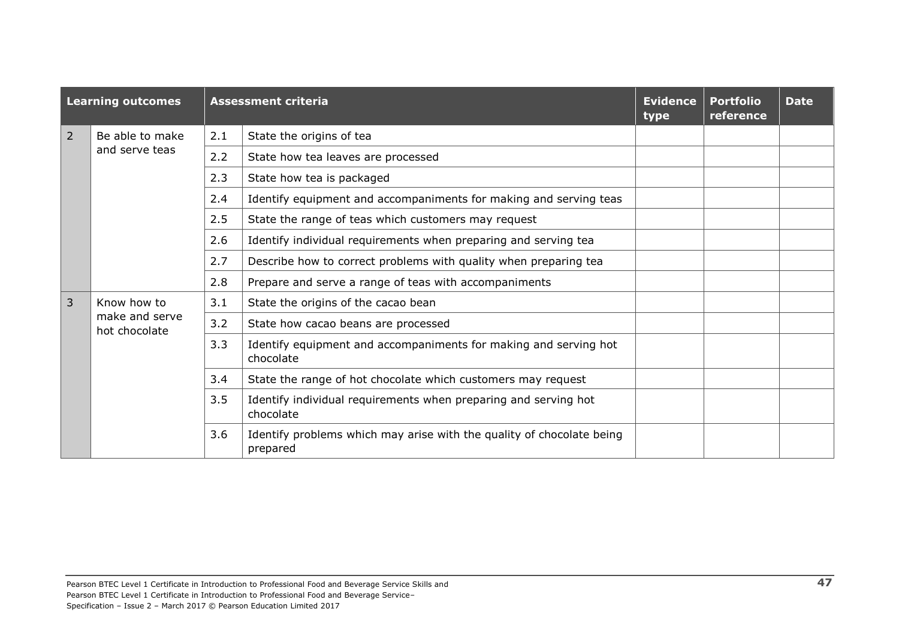| Learning outcomes | | Assessment criteria | | Evidence type | Portfolio reference | Date |
|---|---|---|---|---|---|---|
| 2 | Be able to make and serve teas | 2.1 | State the origins of tea | | | |
| | | 2.2 | State how tea leaves are processed | | | |
| | | 2.3 | State how tea is packaged | | | |
| | | 2.4 | Identify equipment and accompaniments for making and serving teas | | | |
| | | 2.5 | State the range of teas which customers may request | | | |
| | | 2.6 | Identify individual requirements when preparing and serving tea | | | |
| | | 2.7 | Describe how to correct problems with quality when preparing tea | | | |
| | | 2.8 | Prepare and serve a range of teas with accompaniments | | | |
| 3 | Know how to make and serve hot chocolate | 3.1 | State the origins of the cacao bean | | | |
| | | 3.2 | State how cacao beans are processed | | | |
| | | 3.3 | Identify equipment and accompaniments for making and serving hot chocolate | | | |
| | | 3.4 | State the range of hot chocolate which customers may request | | | |
| | | 3.5 | Identify individual requirements when preparing and serving hot chocolate | | | |
| | | 3.6 | Identify problems which may arise with the quality of chocolate being prepared | | | |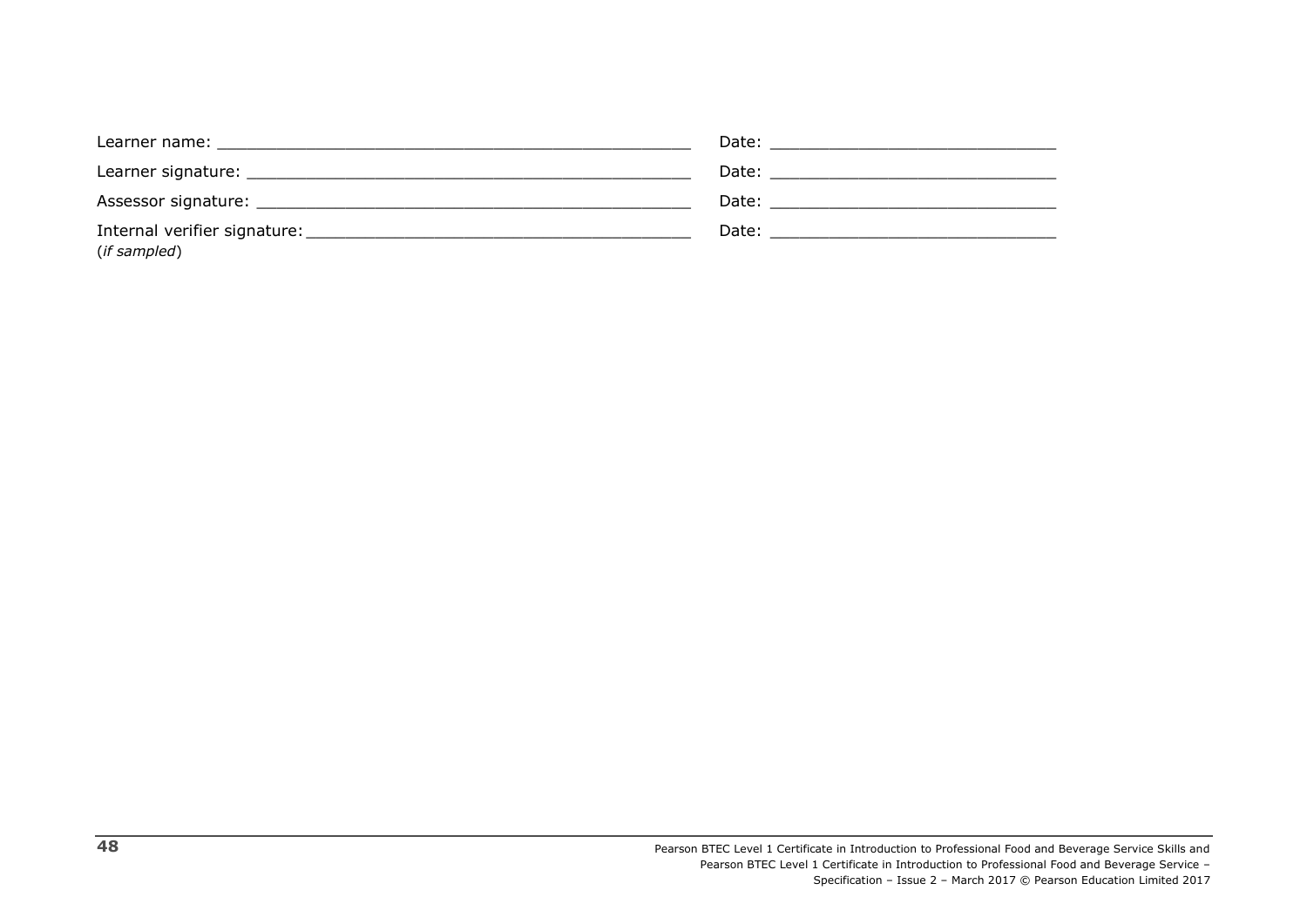Learner name: ______________________________________________ Date: ___________________________

Learner signature: __________________________________________ Date: ___________________________

Assessor signature: _________________________________________ Date: ___________________________

Internal verifier signature: ____________________________________ Date: ___________________________
(*if sampled*)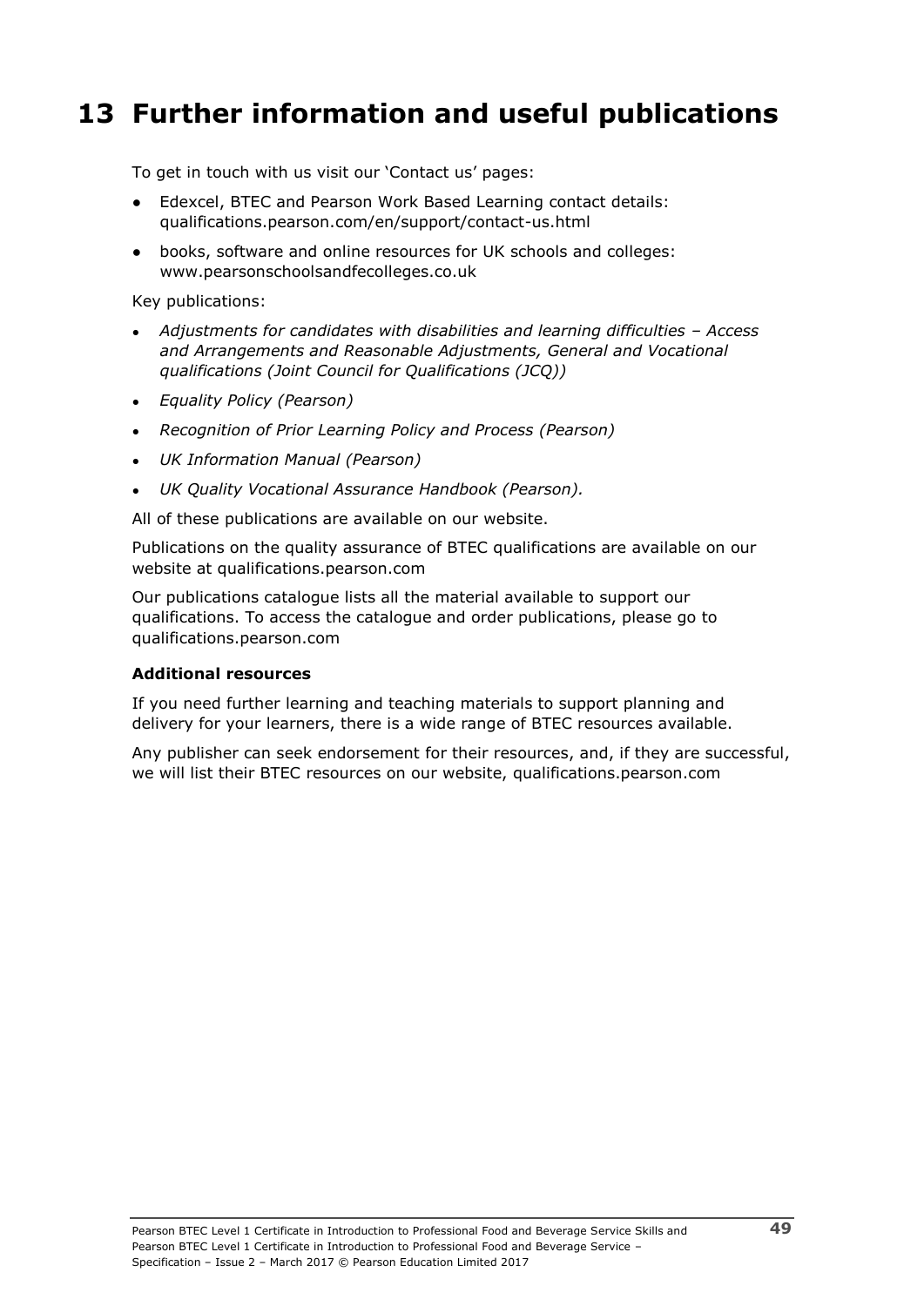# 13 Further information and useful publications

To get in touch with us visit our 'Contact us' pages:

- Edexcel, BTEC and Pearson Work Based Learning contact details: qualifications.pearson.com/en/support/contact-us.html
- books, software and online resources for UK schools and colleges: www.pearsonschoolsandfecolleges.co.uk

Key publications:

- *Adjustments for candidates with disabilities and learning difficulties – Access and Arrangements and Reasonable Adjustments, General and Vocational qualifications (Joint Council for Qualifications (JCQ))*
- *Equality Policy (Pearson)*
- *Recognition of Prior Learning Policy and Process (Pearson)*
- *UK Information Manual (Pearson)*
- *UK Quality Vocational Assurance Handbook (Pearson).*

All of these publications are available on our website.

Publications on the quality assurance of BTEC qualifications are available on our website at qualifications.pearson.com

Our publications catalogue lists all the material available to support our qualifications. To access the catalogue and order publications, please go to qualifications.pearson.com

**Additional resources**

If you need further learning and teaching materials to support planning and delivery for your learners, there is a wide range of BTEC resources available.

Any publisher can seek endorsement for their resources, and, if they are successful, we will list their BTEC resources on our website, qualifications.pearson.com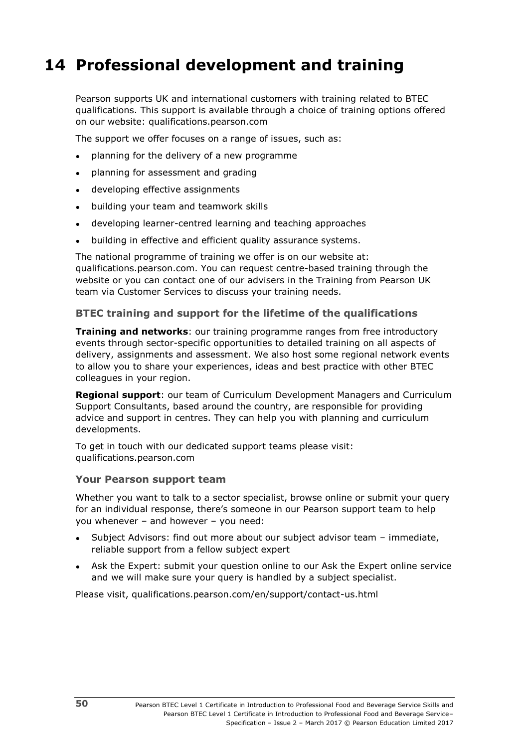# 14 Professional development and training

Pearson supports UK and international customers with training related to BTEC qualifications. This support is available through a choice of training options offered on our website: qualifications.pearson.com

The support we offer focuses on a range of issues, such as:

- planning for the delivery of a new programme
- planning for assessment and grading
- developing effective assignments
- building your team and teamwork skills
- developing learner-centred learning and teaching approaches
- building in effective and efficient quality assurance systems.

The national programme of training we offer is on our website at: qualifications.pearson.com. You can request centre-based training through the website or you can contact one of our advisers in the Training from Pearson UK team via Customer Services to discuss your training needs.

### BTEC training and support for the lifetime of the qualifications

**Training and networks**: our training programme ranges from free introductory events through sector-specific opportunities to detailed training on all aspects of delivery, assignments and assessment. We also host some regional network events to allow you to share your experiences, ideas and best practice with other BTEC colleagues in your region.

**Regional support**: our team of Curriculum Development Managers and Curriculum Support Consultants, based around the country, are responsible for providing advice and support in centres. They can help you with planning and curriculum developments.

To get in touch with our dedicated support teams please visit: qualifications.pearson.com

### Your Pearson support team

Whether you want to talk to a sector specialist, browse online or submit your query for an individual response, there's someone in our Pearson support team to help you whenever – and however – you need:

- Subject Advisors: find out more about our subject advisor team – immediate, reliable support from a fellow subject expert
- Ask the Expert: submit your question online to our Ask the Expert online service and we will make sure your query is handled by a subject specialist.

Please visit, qualifications.pearson.com/en/support/contact-us.html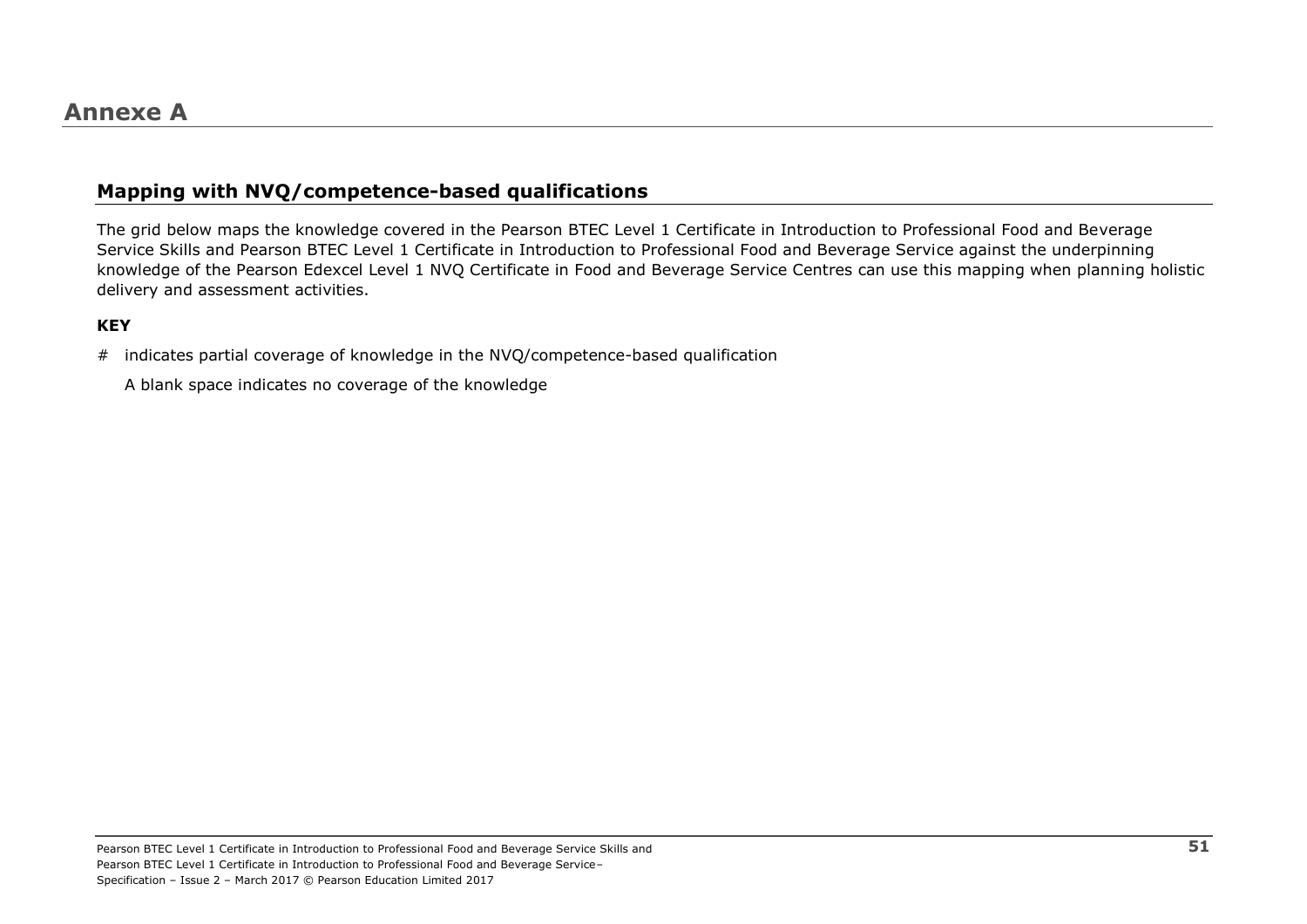# Annexe A

## Mapping with NVQ/competence-based qualifications

The grid below maps the knowledge covered in the Pearson BTEC Level 1 Certificate in Introduction to Professional Food and Beverage Service Skills and Pearson BTEC Level 1 Certificate in Introduction to Professional Food and Beverage Service against the underpinning knowledge of the Pearson Edexcel Level 1 NVQ Certificate in Food and Beverage Service Centres can use this mapping when planning holistic delivery and assessment activities.

**KEY**

# indicates partial coverage of knowledge in the NVQ/competence-based qualification

A blank space indicates no coverage of the knowledge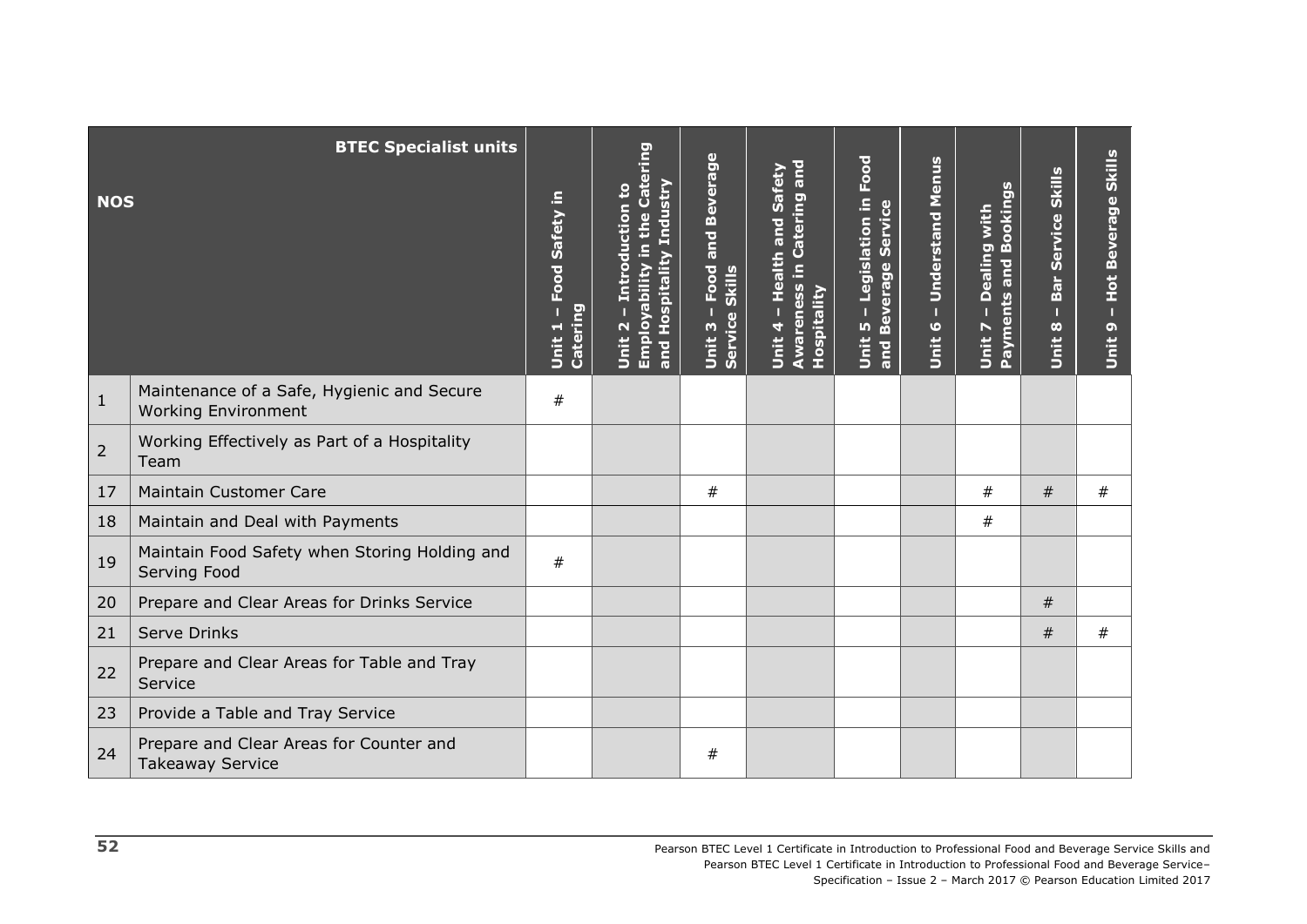| NOS | | Unit 1 – Food Safety in Catering | Unit 2 – Introduction to Employability in the Catering and Hospitality Industry | Unit 3 – Food and Beverage Service Skills | Unit 4 – Health and Safety Awareness in Catering and Hospitality | Unit 5 – Legislation in Food and Beverage Service | Unit 6 – Understand Menus | Unit 7 – Dealing with Payments and Bookings | Unit 8 – Bar Service Skills | Unit 9 – Hot Beverage Skills |
|---|---|---|---|---|---|---|---|---|---|---|
| | **BTEC Specialist units** | | | | | | | | | |
| 1 | Maintenance of a Safe, Hygienic and Secure Working Environment | # | | | | | | | | |
| 2 | Working Effectively as Part of a Hospitality Team | | | | | | | | | |
| 17 | Maintain Customer Care | | | # | | | | # | # | # |
| 18 | Maintain and Deal with Payments | | | | | | | # | | |
| 19 | Maintain Food Safety when Storing Holding and Serving Food | # | | | | | | | | |
| 20 | Prepare and Clear Areas for Drinks Service | | | | | | | | # | |
| 21 | Serve Drinks | | | | | | | | # | # |
| 22 | Prepare and Clear Areas for Table and Tray Service | | | | | | | | | |
| 23 | Provide a Table and Tray Service | | | | | | | | | |
| 24 | Prepare and Clear Areas for Counter and Takeaway Service | | | # | | | | | | |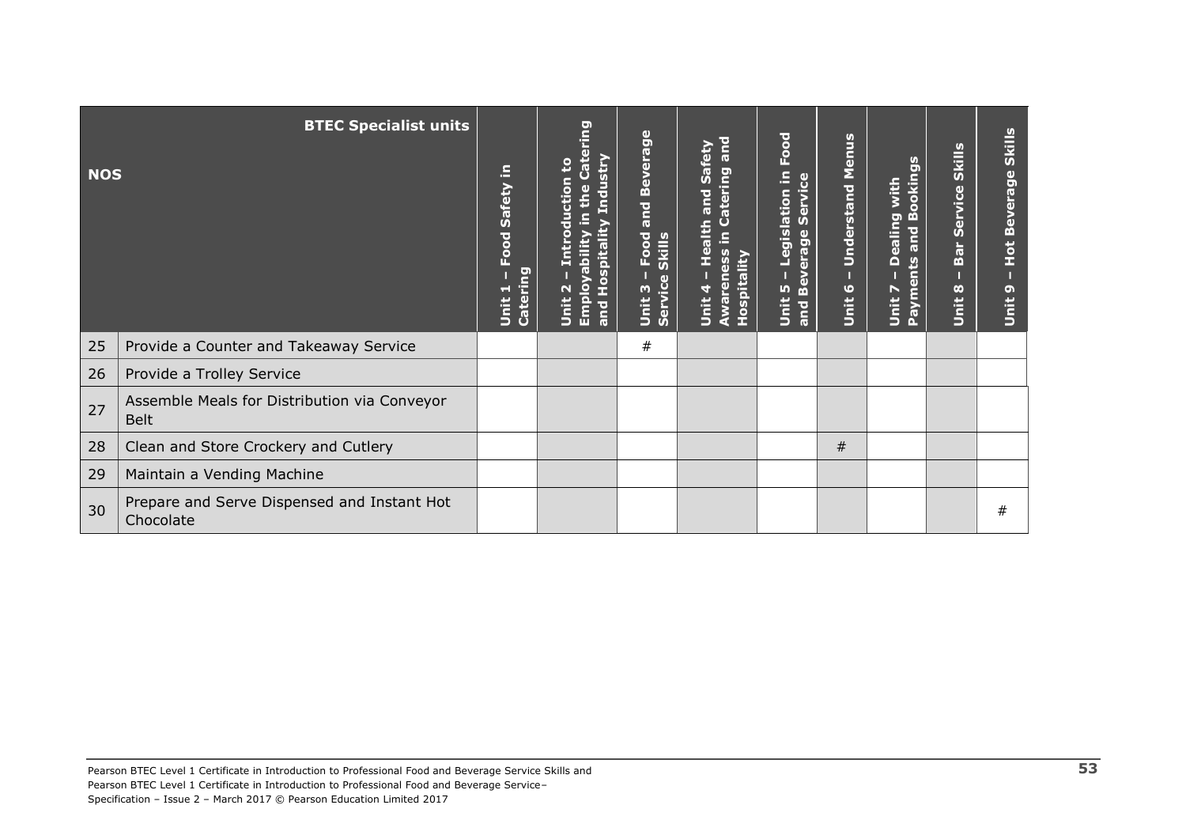| NOS | BTEC Specialist units | Unit 1 – Food Safety in Catering | Unit 2 – Introduction to Employability in the Catering and Hospitality Industry | Unit 3 – Food and Beverage Service Skills | Unit 4 – Health and Safety Awareness in Catering and Hospitality | Unit 5 – Legislation in Food and Beverage Service | Unit 6 – Understand Menus | Unit 7 – Dealing with Payments and Bookings | Unit 8 – Bar Service Skills | Unit 9 – Hot Beverage Skills |
|---|---|---|---|---|---|---|---|---|---|---|
| 25 | Provide a Counter and Takeaway Service | | | # | | | | | | |
| 26 | Provide a Trolley Service | | | | | | | | | |
| 27 | Assemble Meals for Distribution via Conveyor Belt | | | | | | | | | |
| 28 | Clean and Store Crockery and Cutlery | | | | | | # | | | |
| 29 | Maintain a Vending Machine | | | | | | | | | |
| 30 | Prepare and Serve Dispensed and Instant Hot Chocolate | | | | | | | | | # |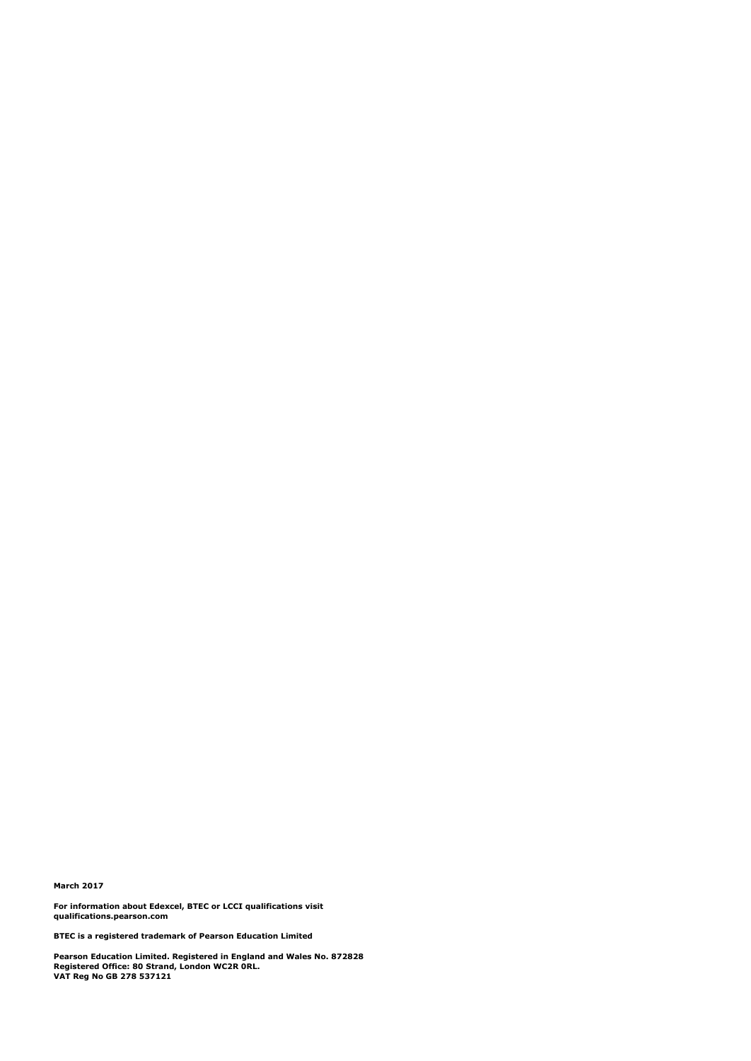**March 2017**

**For information about Edexcel, BTEC or LCCI qualifications visit qualifications.pearson.com**

**BTEC is a registered trademark of Pearson Education Limited**

**Pearson Education Limited. Registered in England and Wales No. 872828**
**Registered Office: 80 Strand, London WC2R 0RL.**
**VAT Reg No GB 278 537121**